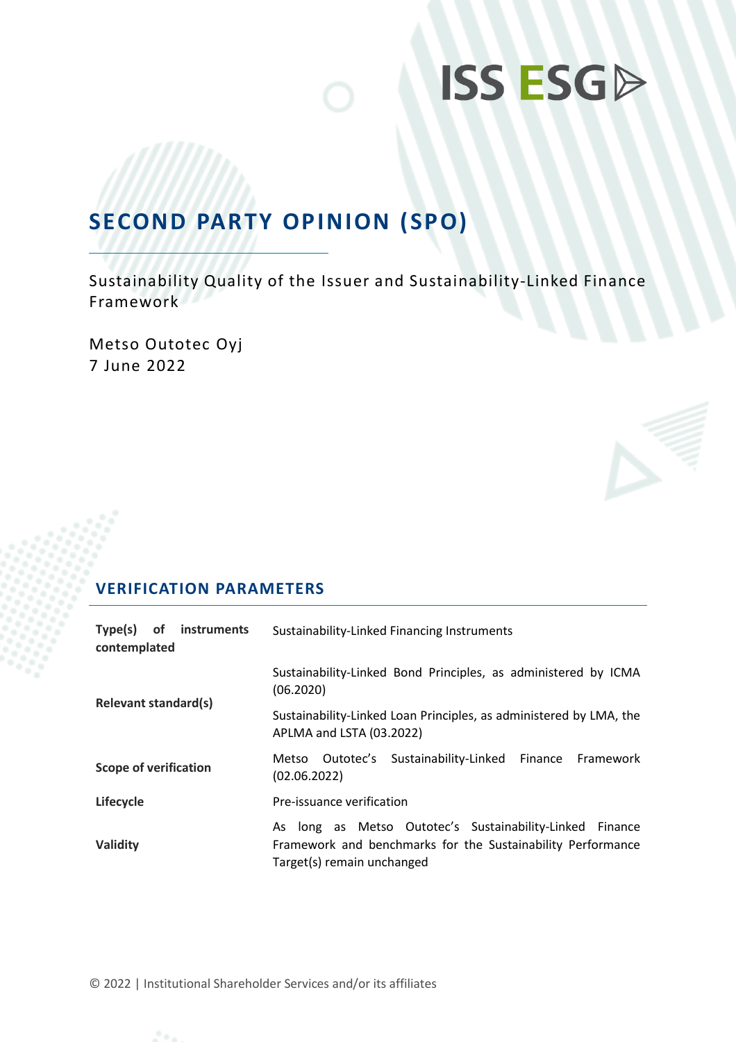ISS ESG

# SECOND PARTY OPINION (SPO)

Sustainability Quality of the Issuer and Sustainability-Linked Finance Framework

Metso Outotec Oyj
7 June 2022

## VERIFICATION PARAMETERS

| | |
|---|---|
| **Type(s) of instruments contemplated** | Sustainability-Linked Financing Instruments |
| **Relevant standard(s)** | Sustainability-Linked Bond Principles, as administered by ICMA (06.2020)<br>Sustainability-Linked Loan Principles, as administered by LMA, the APLMA and LSTA (03.2022) |
| **Scope of verification** | Metso Outotec's Sustainability-Linked Finance Framework (02.06.2022) |
| **Lifecycle** | Pre-issuance verification |
| **Validity** | As long as Metso Outotec's Sustainability-Linked Finance Framework and benchmarks for the Sustainability Performance Target(s) remain unchanged |

© 2022 | Institutional Shareholder Services and/or its affiliates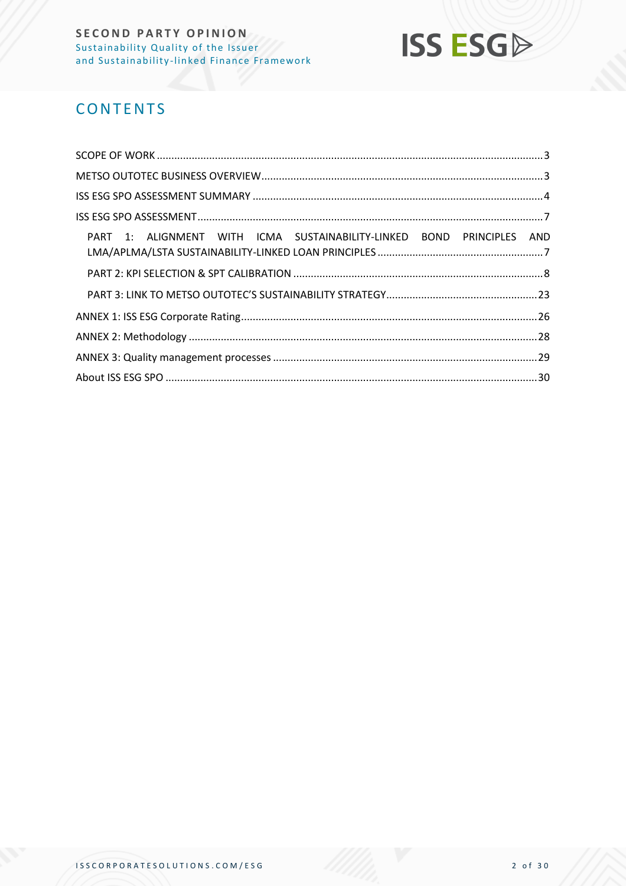## CONTENTS

SCOPE OF WORK ........................................ 3

METSO OUTOTEC BUSINESS OVERVIEW ........................................ 3

ISS ESG SPO ASSESSMENT SUMMARY ........................................ 4

ISS ESG SPO ASSESSMENT ........................................ 7

- PART 1: ALIGNMENT WITH ICMA SUSTAINABILITY-LINKED BOND PRINCIPLES AND LMA/APLMA/LSTA SUSTAINABILITY-LINKED LOAN PRINCIPLES ........................................ 7
- PART 2: KPI SELECTION & SPT CALIBRATION ........................................ 8
- PART 3: LINK TO METSO OUTOTEC'S SUSTAINABILITY STRATEGY ........................................ 23

ANNEX 1: ISS ESG Corporate Rating ........................................ 26

ANNEX 2: Methodology ........................................ 28

ANNEX 3: Quality management processes ........................................ 29

About ISS ESG SPO ........................................ 30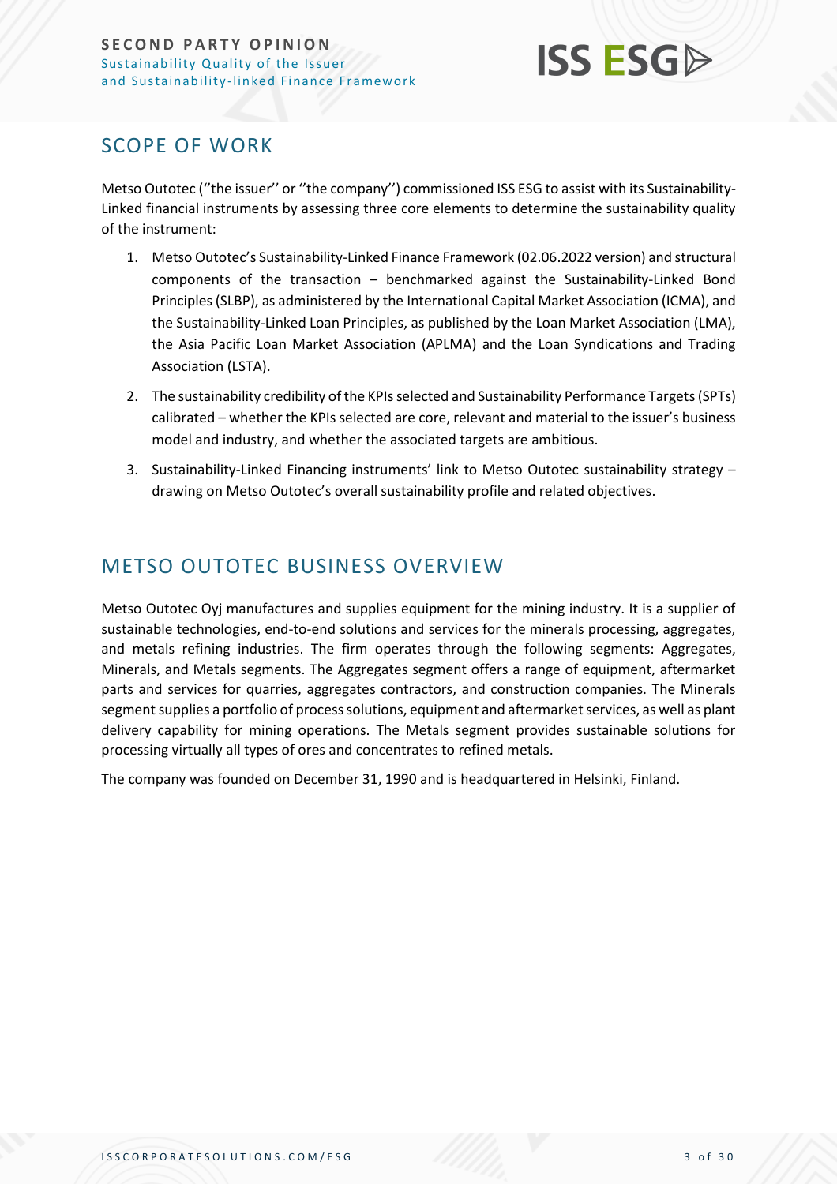## SCOPE OF WORK

Metso Outotec (''the issuer'' or ''the company'') commissioned ISS ESG to assist with its Sustainability-Linked financial instruments by assessing three core elements to determine the sustainability quality of the instrument:

1. Metso Outotec's Sustainability-Linked Finance Framework (02.06.2022 version) and structural components of the transaction – benchmarked against the Sustainability-Linked Bond Principles (SLBP), as administered by the International Capital Market Association (ICMA), and the Sustainability-Linked Loan Principles, as published by the Loan Market Association (LMA), the Asia Pacific Loan Market Association (APLMA) and the Loan Syndications and Trading Association (LSTA).
2. The sustainability credibility of the KPIs selected and Sustainability Performance Targets (SPTs) calibrated – whether the KPIs selected are core, relevant and material to the issuer's business model and industry, and whether the associated targets are ambitious.
3. Sustainability-Linked Financing instruments' link to Metso Outotec sustainability strategy – drawing on Metso Outotec's overall sustainability profile and related objectives.

## METSO OUTOTEC BUSINESS OVERVIEW

Metso Outotec Oyj manufactures and supplies equipment for the mining industry. It is a supplier of sustainable technologies, end-to-end solutions and services for the minerals processing, aggregates, and metals refining industries. The firm operates through the following segments: Aggregates, Minerals, and Metals segments. The Aggregates segment offers a range of equipment, aftermarket parts and services for quarries, aggregates contractors, and construction companies. The Minerals segment supplies a portfolio of process solutions, equipment and aftermarket services, as well as plant delivery capability for mining operations. The Metals segment provides sustainable solutions for processing virtually all types of ores and concentrates to refined metals.

The company was founded on December 31, 1990 and is headquartered in Helsinki, Finland.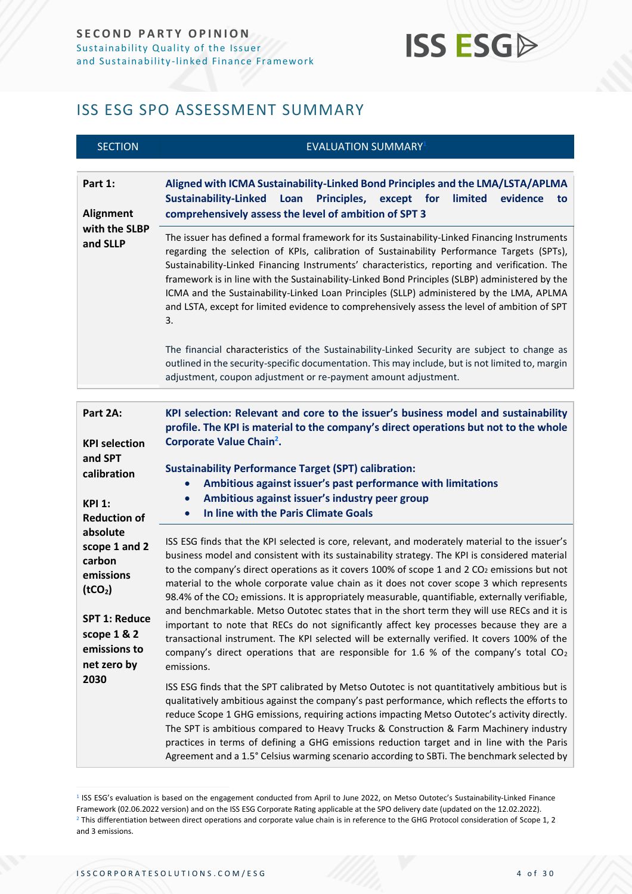## ISS ESG SPO ASSESSMENT SUMMARY

| SECTION | EVALUATION SUMMARY[1] |
|---|---|
| **Part 1:**<br><br>**Alignment with the SLBP and SLLP** | **Aligned with ICMA Sustainability-Linked Bond Principles and the LMA/LSTA/APLMA Sustainability-Linked Loan Principles, except for limited evidence to comprehensively assess the level of ambition of SPT 3**<br><br>The issuer has defined a formal framework for its Sustainability-Linked Financing Instruments regarding the selection of KPIs, calibration of Sustainability Performance Targets (SPTs), Sustainability-Linked Financing Instruments' characteristics, reporting and verification. The framework is in line with the Sustainability-Linked Bond Principles (SLBP) administered by the ICMA and the Sustainability-Linked Loan Principles (SLLP) administered by the LMA, APLMA and LSTA, except for limited evidence to comprehensively assess the level of ambition of SPT 3.<br><br>The financial characteristics of the Sustainability-Linked Security are subject to change as outlined in the security-specific documentation. This may include, but is not limited to, margin adjustment, coupon adjustment or re-payment amount adjustment. |
| **Part 2A:**<br><br>**KPI selection and SPT calibration**<br><br>**KPI 1: Reduction of absolute scope 1 and 2 carbon emissions ($tCO_2$)**<br><br>**SPT 1: Reduce scope 1 & 2 emissions to net zero by 2030** | **KPI selection: Relevant and core to the issuer's business model and sustainability profile. The KPI is material to the company's direct operations but not to the whole Corporate Value Chain[2].**<br><br>**Sustainability Performance Target (SPT) calibration:**<br>• **Ambitious against issuer's past performance with limitations**<br>• **Ambitious against issuer's industry peer group**<br>• **In line with the Paris Climate Goals**<br><br>ISS ESG finds that the KPI selected is core, relevant, and moderately material to the issuer's business model and consistent with its sustainability strategy. The KPI is considered material to the company's direct operations as it covers 100% of scope 1 and 2 $CO_2$ emissions but not material to the whole corporate value chain as it does not cover scope 3 which represents 98.4% of the $CO_2$ emissions. It is appropriately measurable, quantifiable, externally verifiable, and benchmarkable. Metso Outotec states that in the short term they will use RECs and it is important to note that RECs do not significantly affect key processes because they are a transactional instrument. The KPI selected will be externally verified. It covers 100% of the company's direct operations that are responsible for 1.6 % of the company's total $CO_2$ emissions.<br><br>ISS ESG finds that the SPT calibrated by Metso Outotec is not quantitatively ambitious but is qualitatively ambitious against the company's past performance, which reflects the efforts to reduce Scope 1 GHG emissions, requiring actions impacting Metso Outotec's activity directly. The SPT is ambitious compared to Heavy Trucks & Construction & Farm Machinery industry practices in terms of defining a GHG emissions reduction target and in line with the Paris Agreement and a 1.5° Celsius warming scenario according to SBTi. The benchmark selected by |

[1] ISS ESG's evaluation is based on the engagement conducted from April to June 2022, on Metso Outotec's Sustainability-Linked Finance Framework (02.06.2022 version) and on the ISS ESG Corporate Rating applicable at the SPO delivery date (updated on the 12.02.2022).

[2] This differentiation between direct operations and corporate value chain is in reference to the GHG Protocol consideration of Scope 1, 2 and 3 emissions.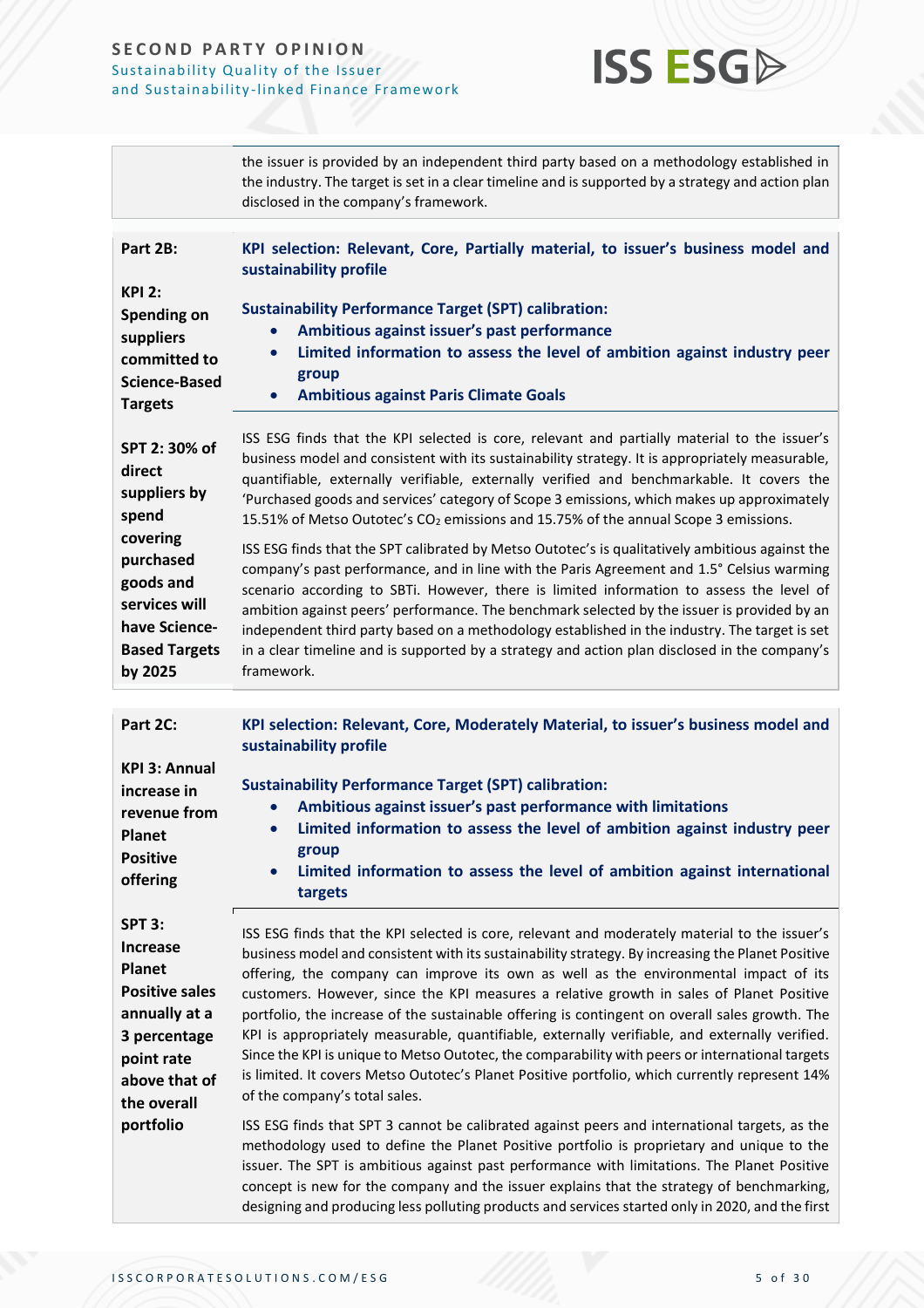| | |
|---|---|
| | the issuer is provided by an independent third party based on a methodology established in the industry. The target is set in a clear timeline and is supported by a strategy and action plan disclosed in the company's framework. |

| | |
|---|---|
| **Part 2B:**<br><br>**KPI 2: Spending on suppliers committed to Science-Based Targets** | **KPI selection: Relevant, Core, Partially material, to issuer's business model and sustainability profile**<br><br>**Sustainability Performance Target (SPT) calibration:**<br>• **Ambitious against issuer's past performance**<br>• **Limited information to assess the level of ambition against industry peer group**<br>• **Ambitious against Paris Climate Goals** |
| **SPT 2: 30% of direct suppliers by spend covering purchased goods and services will have Science-Based Targets by 2025** | ISS ESG finds that the KPI selected is core, relevant and partially material to the issuer's business model and consistent with its sustainability strategy. It is appropriately measurable, quantifiable, externally verifiable, externally verified and benchmarkable. It covers the 'Purchased goods and services' category of Scope 3 emissions, which makes up approximately 15.51% of Metso Outotec's $CO_2$ emissions and 15.75% of the annual Scope 3 emissions.<br><br>ISS ESG finds that the SPT calibrated by Metso Outotec's is qualitatively ambitious against the company's past performance, and in line with the Paris Agreement and 1.5° Celsius warming scenario according to SBTi. However, there is limited information to assess the level of ambition against peers' performance. The benchmark selected by the issuer is provided by an independent third party based on a methodology established in the industry. The target is set in a clear timeline and is supported by a strategy and action plan disclosed in the company's framework. |

| | |
|---|---|
| **Part 2C:**<br><br>**KPI 3: Annual increase in revenue from Planet Positive offering** | **KPI selection: Relevant, Core, Moderately Material, to issuer's business model and sustainability profile**<br><br>**Sustainability Performance Target (SPT) calibration:**<br>• **Ambitious against issuer's past performance with limitations**<br>• **Limited information to assess the level of ambition against industry peer group**<br>• **Limited information to assess the level of ambition against international targets** |
| **SPT 3: Increase Planet Positive sales annually at a 3 percentage point rate above that of the overall portfolio** | ISS ESG finds that the KPI selected is core, relevant and moderately material to the issuer's business model and consistent with its sustainability strategy. By increasing the Planet Positive offering, the company can improve its own as well as the environmental impact of its customers. However, since the KPI measures a relative growth in sales of Planet Positive portfolio, the increase of the sustainable offering is contingent on overall sales growth. The KPI is appropriately measurable, quantifiable, externally verifiable, and externally verified. Since the KPI is unique to Metso Outotec, the comparability with peers or international targets is limited. It covers Metso Outotec's Planet Positive portfolio, which currently represent 14% of the company's total sales.<br><br>ISS ESG finds that SPT 3 cannot be calibrated against peers and international targets, as the methodology used to define the Planet Positive portfolio is proprietary and unique to the issuer. The SPT is ambitious against past performance with limitations. The Planet Positive concept is new for the company and the issuer explains that the strategy of benchmarking, designing and producing less polluting products and services started only in 2020, and the first |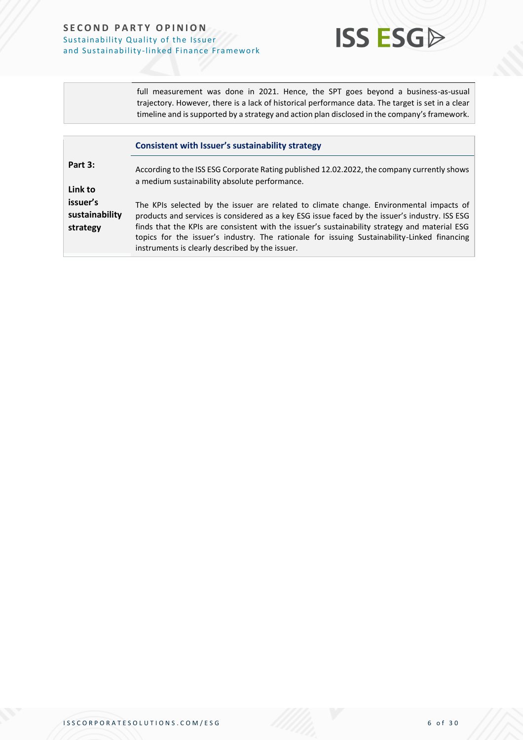| | |
|---|---|
| | full measurement was done in 2021. Hence, the SPT goes beyond a business-as-usual trajectory. However, there is a lack of historical performance data. The target is set in a clear timeline and is supported by a strategy and action plan disclosed in the company's framework. |

| | **Consistent with Issuer's sustainability strategy** |
|---|---|
| **Part 3:** <br><br> **Link to issuer's sustainability strategy** | According to the ISS ESG Corporate Rating published 12.02.2022, the company currently shows a medium sustainability absolute performance. <br><br> The KPIs selected by the issuer are related to climate change. Environmental impacts of products and services is considered as a key ESG issue faced by the issuer's industry. ISS ESG finds that the KPIs are consistent with the issuer's sustainability strategy and material ESG topics for the issuer's industry. The rationale for issuing Sustainability-Linked financing instruments is clearly described by the issuer. |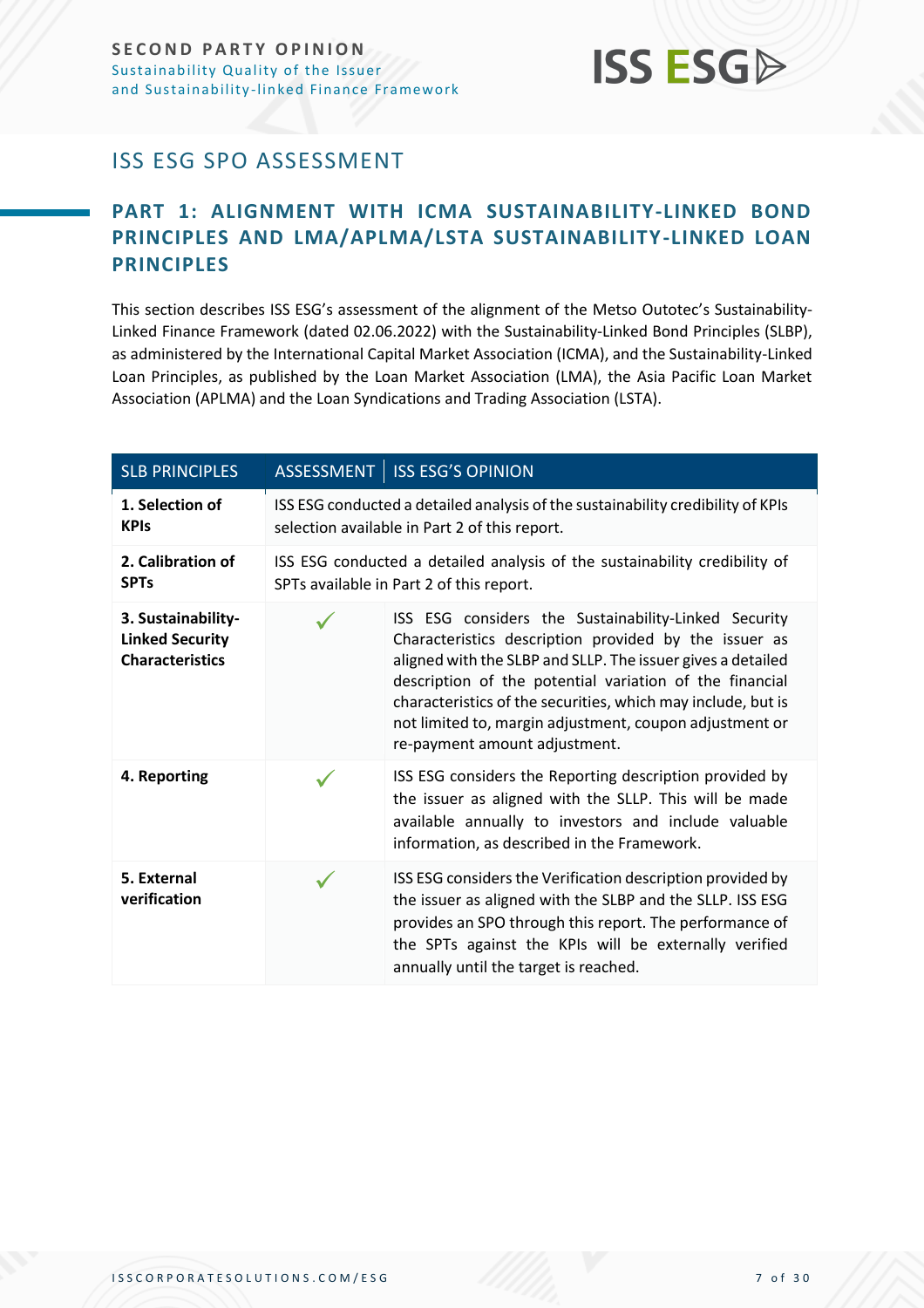# ISS ESG SPO ASSESSMENT

## PART 1: ALIGNMENT WITH ICMA SUSTAINABILITY-LINKED BOND PRINCIPLES AND LMA/APLMA/LSTA SUSTAINABILITY-LINKED LOAN PRINCIPLES

This section describes ISS ESG's assessment of the alignment of the Metso Outotec's Sustainability-Linked Finance Framework (dated 02.06.2022) with the Sustainability-Linked Bond Principles (SLBP), as administered by the International Capital Market Association (ICMA), and the Sustainability-Linked Loan Principles, as published by the Loan Market Association (LMA), the Asia Pacific Loan Market Association (APLMA) and the Loan Syndications and Trading Association (LSTA).

| SLB PRINCIPLES | ASSESSMENT | ISS ESG'S OPINION |
|---|---|---|
| **1. Selection of KPIs** | ISS ESG conducted a detailed analysis of the sustainability credibility of KPIs selection available in Part 2 of this report. | |
| **2. Calibration of SPTs** | ISS ESG conducted a detailed analysis of the sustainability credibility of SPTs available in Part 2 of this report. | |
| **3. Sustainability-Linked Security Characteristics** | ✓ | ISS ESG considers the Sustainability-Linked Security Characteristics description provided by the issuer as aligned with the SLBP and SLLP. The issuer gives a detailed description of the potential variation of the financial characteristics of the securities, which may include, but is not limited to, margin adjustment, coupon adjustment or re-payment amount adjustment. |
| **4. Reporting** | ✓ | ISS ESG considers the Reporting description provided by the issuer as aligned with the SLLP. This will be made available annually to investors and include valuable information, as described in the Framework. |
| **5. External verification** | ✓ | ISS ESG considers the Verification description provided by the issuer as aligned with the SLBP and the SLLP. ISS ESG provides an SPO through this report. The performance of the SPTs against the KPIs will be externally verified annually until the target is reached. |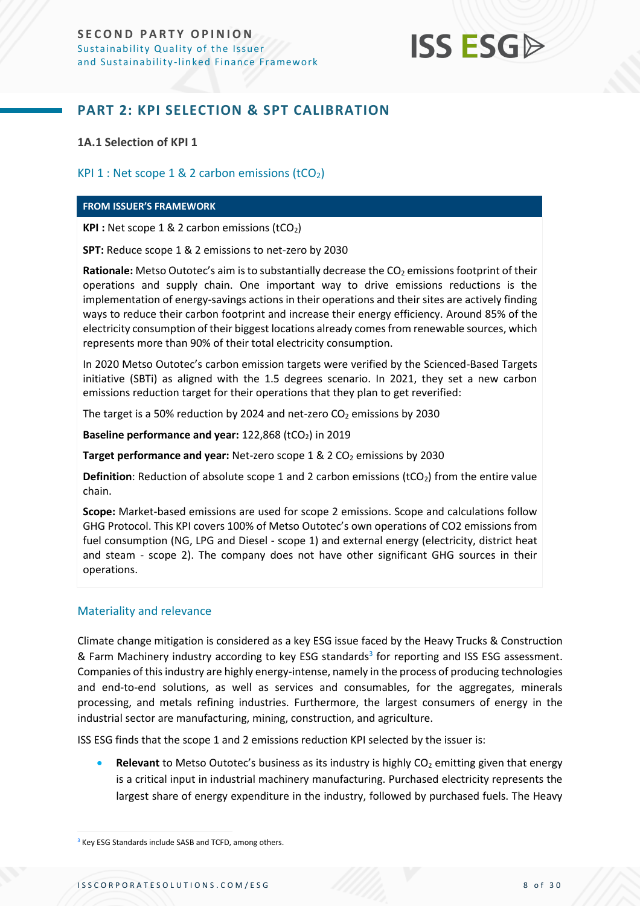## PART 2: KPI SELECTION & SPT CALIBRATION

### 1A.1 Selection of KPI 1

#### KPI 1 : Net scope 1 & 2 carbon emissions ($tCO_2$)

**FROM ISSUER'S FRAMEWORK**

**KPI :** Net scope 1 & 2 carbon emissions ($tCO_2$)

**SPT:** Reduce scope 1 & 2 emissions to net-zero by 2030

**Rationale:** Metso Outotec's aim is to substantially decrease the $CO_2$ emissions footprint of their operations and supply chain. One important way to drive emissions reductions is the implementation of energy-savings actions in their operations and their sites are actively finding ways to reduce their carbon footprint and increase their energy efficiency. Around 85% of the electricity consumption of their biggest locations already comes from renewable sources, which represents more than 90% of their total electricity consumption.

In 2020 Metso Outotec's carbon emission targets were verified by the Scienced-Based Targets initiative (SBTi) as aligned with the 1.5 degrees scenario. In 2021, they set a new carbon emissions reduction target for their operations that they plan to get reverified:

The target is a 50% reduction by 2024 and net-zero $CO_2$ emissions by 2030

**Baseline performance and year:** 122,868 ($tCO_2$) in 2019

**Target performance and year:** Net-zero scope 1 & 2 $CO_2$ emissions by 2030

**Definition**: Reduction of absolute scope 1 and 2 carbon emissions ($tCO_2$) from the entire value chain.

**Scope:** Market-based emissions are used for scope 2 emissions. Scope and calculations follow GHG Protocol. This KPI covers 100% of Metso Outotec's own operations of CO2 emissions from fuel consumption (NG, LPG and Diesel - scope 1) and external energy (electricity, district heat and steam - scope 2). The company does not have other significant GHG sources in their operations.

#### Materiality and relevance

Climate change mitigation is considered as a key ESG issue faced by the Heavy Trucks & Construction & Farm Machinery industry according to key ESG standards[3] for reporting and ISS ESG assessment. Companies of this industry are highly energy-intense, namely in the process of producing technologies and end-to-end solutions, as well as services and consumables, for the aggregates, minerals processing, and metals refining industries. Furthermore, the largest consumers of energy in the industrial sector are manufacturing, mining, construction, and agriculture.

ISS ESG finds that the scope 1 and 2 emissions reduction KPI selected by the issuer is:

- **Relevant** to Metso Outotec's business as its industry is highly $CO_2$ emitting given that energy is a critical input in industrial machinery manufacturing. Purchased electricity represents the largest share of energy expenditure in the industry, followed by purchased fuels. The Heavy

[3] Key ESG Standards include SASB and TCFD, among others.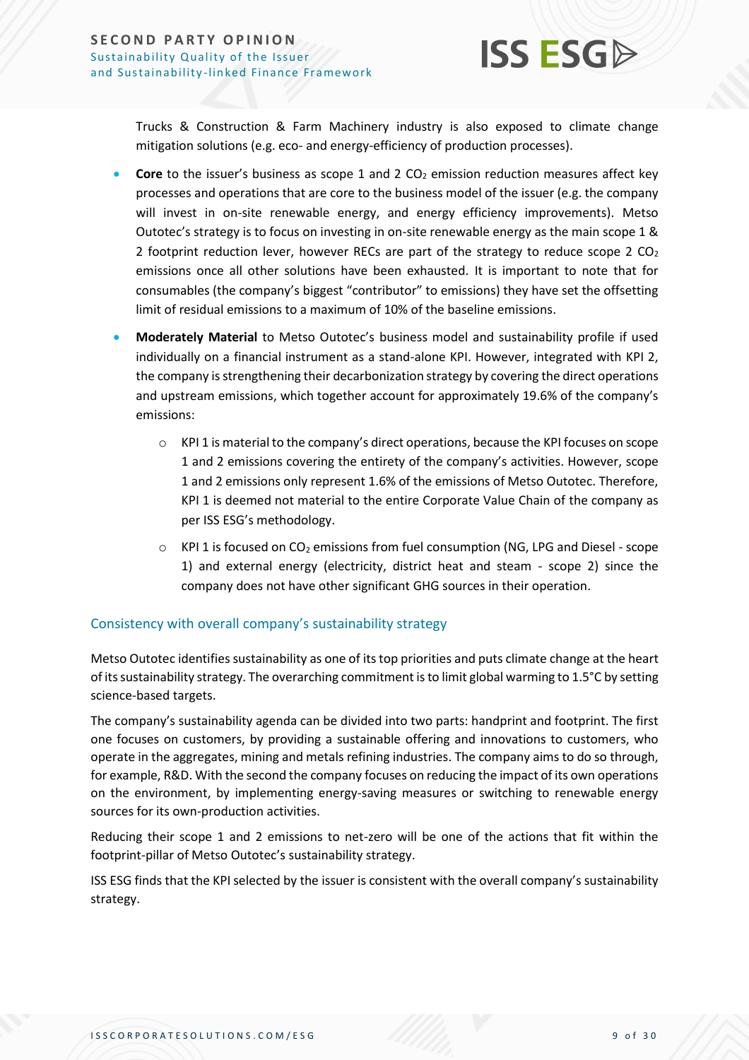Trucks & Construction & Farm Machinery industry is also exposed to climate change mitigation solutions (e.g. eco- and energy-efficiency of production processes).

- **Core** to the issuer's business as scope 1 and 2 $CO_2$ emission reduction measures affect key processes and operations that are core to the business model of the issuer (e.g. the company will invest in on-site renewable energy, and energy efficiency improvements). Metso Outotec's strategy is to focus on investing in on-site renewable energy as the main scope 1 & 2 footprint reduction lever, however RECs are part of the strategy to reduce scope 2 $CO_2$ emissions once all other solutions have been exhausted. It is important to note that for consumables (the company's biggest "contributor" to emissions) they have set the offsetting limit of residual emissions to a maximum of 10% of the baseline emissions.
- **Moderately Material** to Metso Outotec's business model and sustainability profile if used individually on a financial instrument as a stand-alone KPI. However, integrated with KPI 2, the company is strengthening their decarbonization strategy by covering the direct operations and upstream emissions, which together account for approximately 19.6% of the company's emissions:
  - KPI 1 is material to the company's direct operations, because the KPI focuses on scope 1 and 2 emissions covering the entirety of the company's activities. However, scope 1 and 2 emissions only represent 1.6% of the emissions of Metso Outotec. Therefore, KPI 1 is deemed not material to the entire Corporate Value Chain of the company as per ISS ESG's methodology.
  - KPI 1 is focused on $CO_2$ emissions from fuel consumption (NG, LPG and Diesel - scope 1) and external energy (electricity, district heat and steam - scope 2) since the company does not have other significant GHG sources in their operation.

## Consistency with overall company's sustainability strategy

Metso Outotec identifies sustainability as one of its top priorities and puts climate change at the heart of its sustainability strategy. The overarching commitment is to limit global warming to 1.5°C by setting science-based targets.

The company's sustainability agenda can be divided into two parts: handprint and footprint. The first one focuses on customers, by providing a sustainable offering and innovations to customers, who operate in the aggregates, mining and metals refining industries. The company aims to do so through, for example, R&D. With the second the company focuses on reducing the impact of its own operations on the environment, by implementing energy-saving measures or switching to renewable energy sources for its own-production activities.

Reducing their scope 1 and 2 emissions to net-zero will be one of the actions that fit within the footprint-pillar of Metso Outotec's sustainability strategy.

ISS ESG finds that the KPI selected by the issuer is consistent with the overall company's sustainability strategy.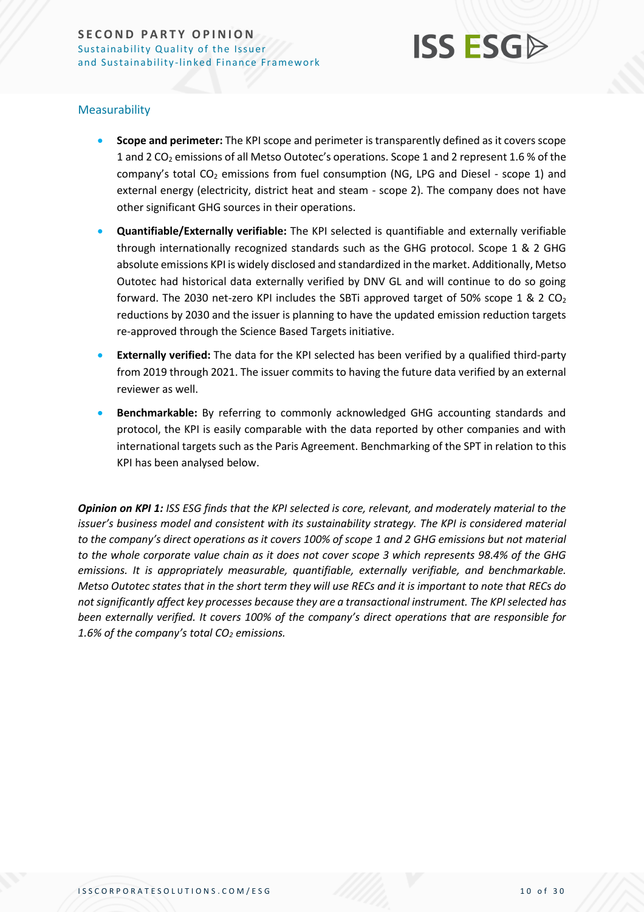## Measurability

- **Scope and perimeter:** The KPI scope and perimeter is transparently defined as it covers scope 1 and 2 $CO_2$ emissions of all Metso Outotec's operations. Scope 1 and 2 represent 1.6 % of the company's total $CO_2$ emissions from fuel consumption (NG, LPG and Diesel - scope 1) and external energy (electricity, district heat and steam - scope 2). The company does not have other significant GHG sources in their operations.
- **Quantifiable/Externally verifiable:** The KPI selected is quantifiable and externally verifiable through internationally recognized standards such as the GHG protocol. Scope 1 & 2 GHG absolute emissions KPI is widely disclosed and standardized in the market. Additionally, Metso Outotec had historical data externally verified by DNV GL and will continue to do so going forward. The 2030 net-zero KPI includes the SBTi approved target of 50% scope 1 & 2 $CO_2$ reductions by 2030 and the issuer is planning to have the updated emission reduction targets re-approved through the Science Based Targets initiative.
- **Externally verified:** The data for the KPI selected has been verified by a qualified third-party from 2019 through 2021. The issuer commits to having the future data verified by an external reviewer as well.
- **Benchmarkable:** By referring to commonly acknowledged GHG accounting standards and protocol, the KPI is easily comparable with the data reported by other companies and with international targets such as the Paris Agreement. Benchmarking of the SPT in relation to this KPI has been analysed below.

***Opinion on KPI 1:*** *ISS ESG finds that the KPI selected is core, relevant, and moderately material to the issuer's business model and consistent with its sustainability strategy. The KPI is considered material to the company's direct operations as it covers 100% of scope 1 and 2 GHG emissions but not material to the whole corporate value chain as it does not cover scope 3 which represents 98.4% of the GHG emissions. It is appropriately measurable, quantifiable, externally verifiable, and benchmarkable. Metso Outotec states that in the short term they will use RECs and it is important to note that RECs do not significantly affect key processes because they are a transactional instrument. The KPI selected has been externally verified. It covers 100% of the company's direct operations that are responsible for 1.6% of the company's total $CO_2$ emissions.*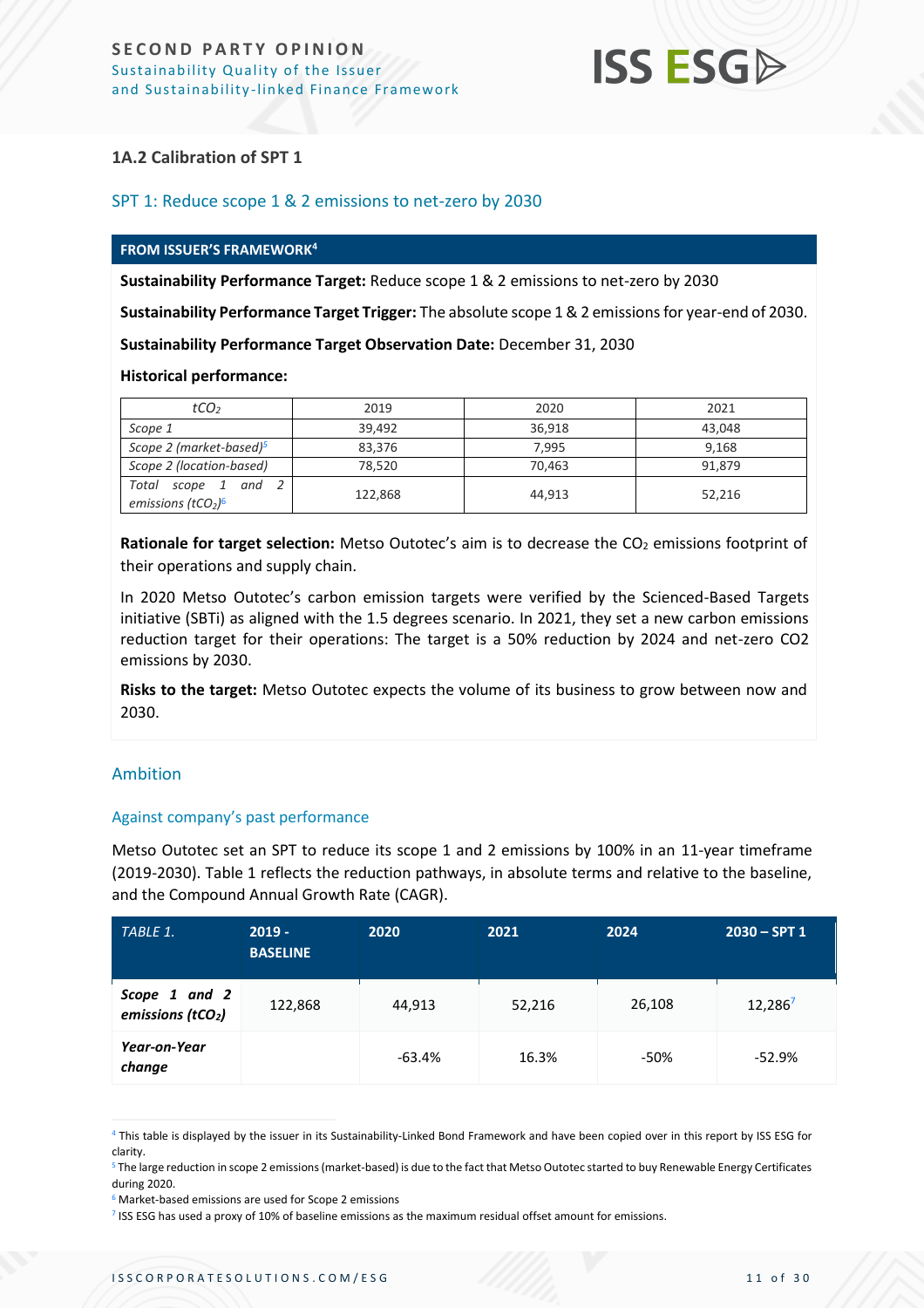### 1A.2 Calibration of SPT 1

#### SPT 1: Reduce scope 1 & 2 emissions to net-zero by 2030

**FROM ISSUER'S FRAMEWORK**[4]

**Sustainability Performance Target:** Reduce scope 1 & 2 emissions to net-zero by 2030

**Sustainability Performance Target Trigger:** The absolute scope 1 & 2 emissions for year-end of 2030.

**Sustainability Performance Target Observation Date:** December 31, 2030

**Historical performance:**

| *$tCO_2$* | 2019 | 2020 | 2021 |
|---|---|---|---|
| *Scope 1* | 39,492 | 36,918 | 43,048 |
| *Scope 2 (market-based)*[5] | 83,376 | 7,995 | 9,168 |
| *Scope 2 (location-based)* | 78,520 | 70,463 | 91,879 |
| *Total scope 1 and 2 emissions ($tCO_2$)*[6] | 122,868 | 44,913 | 52,216 |

**Rationale for target selection:** Metso Outotec's aim is to decrease the $CO_2$ emissions footprint of their operations and supply chain.

In 2020 Metso Outotec's carbon emission targets were verified by the Scienced-Based Targets initiative (SBTi) as aligned with the 1.5 degrees scenario. In 2021, they set a new carbon emissions reduction target for their operations: The target is a 50% reduction by 2024 and net-zero CO2 emissions by 2030.

**Risks to the target:** Metso Outotec expects the volume of its business to grow between now and 2030.

#### Ambition

##### Against company's past performance

Metso Outotec set an SPT to reduce its scope 1 and 2 emissions by 100% in an 11-year timeframe (2019-2030). Table 1 reflects the reduction pathways, in absolute terms and relative to the baseline, and the Compound Annual Growth Rate (CAGR).

| *TABLE 1.* | 2019 - BASELINE | 2020 | 2021 | 2024 | 2030 – SPT 1 |
|---|---|---|---|---|---|
| ***Scope 1 and 2 emissions ($tCO_2$)*** | 122,868 | 44,913 | 52,216 | 26,108 | 12,286[7] |
| ***Year-on-Year change*** | | -63.4% | 16.3% | -50% | -52.9% |

[4] This table is displayed by the issuer in its Sustainability-Linked Bond Framework and have been copied over in this report by ISS ESG for clarity.

[5] The large reduction in scope 2 emissions (market-based) is due to the fact that Metso Outotec started to buy Renewable Energy Certificates during 2020.

[6] Market-based emissions are used for Scope 2 emissions

[7] ISS ESG has used a proxy of 10% of baseline emissions as the maximum residual offset amount for emissions.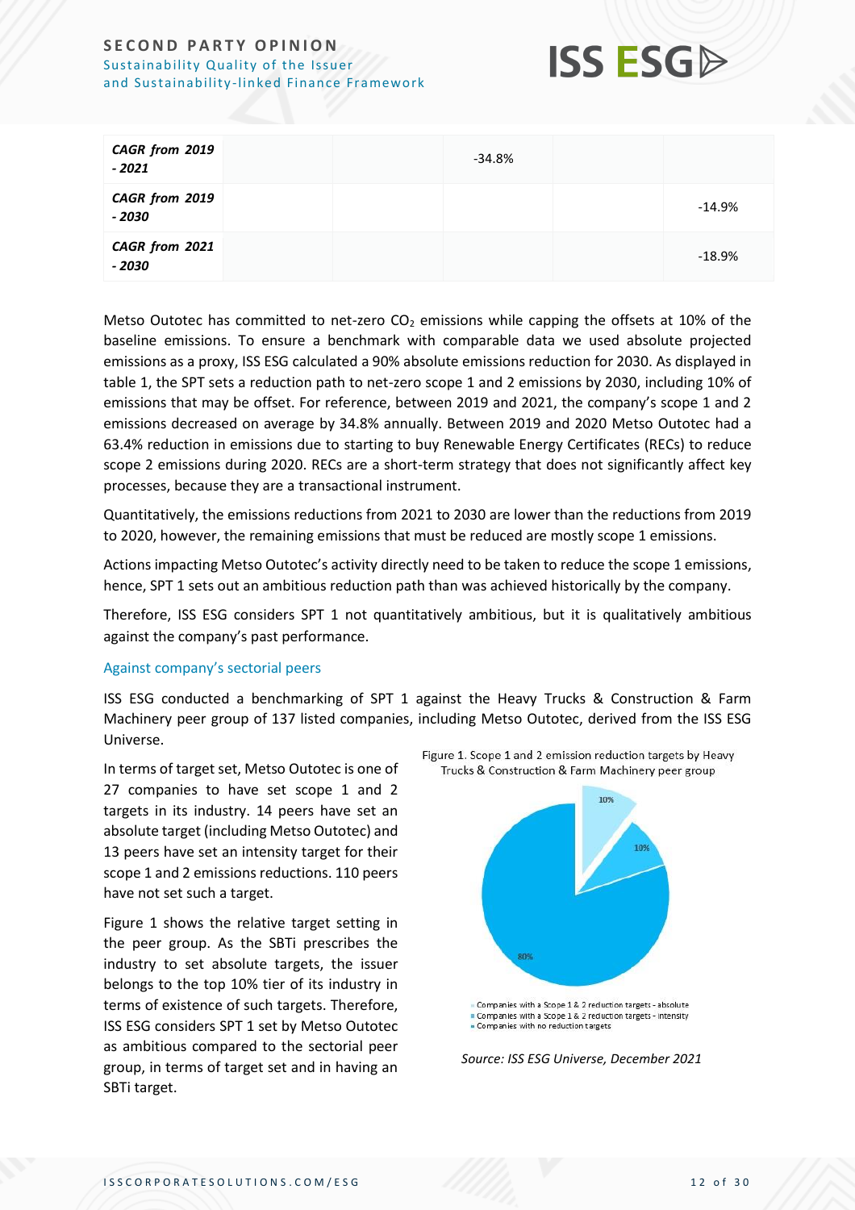| | | | | | |
|---|---|---|---|---|---|
| ***CAGR from 2019 - 2021*** | | | -34.8% | | |
| ***CAGR from 2019 - 2030*** | | | | | -14.9% |
| ***CAGR from 2021 - 2030*** | | | | | -18.9% |

Metso Outotec has committed to net-zero $CO_2$ emissions while capping the offsets at 10% of the baseline emissions. To ensure a benchmark with comparable data we used absolute projected emissions as a proxy, ISS ESG calculated a 90% absolute emissions reduction for 2030. As displayed in table 1, the SPT sets a reduction path to net-zero scope 1 and 2 emissions by 2030, including 10% of emissions that may be offset. For reference, between 2019 and 2021, the company's scope 1 and 2 emissions decreased on average by 34.8% annually. Between 2019 and 2020 Metso Outotec had a 63.4% reduction in emissions due to starting to buy Renewable Energy Certificates (RECs) to reduce scope 2 emissions during 2020. RECs are a short-term strategy that does not significantly affect key processes, because they are a transactional instrument.

Quantitatively, the emissions reductions from 2021 to 2030 are lower than the reductions from 2019 to 2020, however, the remaining emissions that must be reduced are mostly scope 1 emissions.

Actions impacting Metso Outotec's activity directly need to be taken to reduce the scope 1 emissions, hence, SPT 1 sets out an ambitious reduction path than was achieved historically by the company.

Therefore, ISS ESG considers SPT 1 not quantitatively ambitious, but it is qualitatively ambitious against the company's past performance.

### Against company's sectorial peers

ISS ESG conducted a benchmarking of SPT 1 against the Heavy Trucks & Construction & Farm Machinery peer group of 137 listed companies, including Metso Outotec, derived from the ISS ESG Universe.

In terms of target set, Metso Outotec is one of 27 companies to have set scope 1 and 2 targets in its industry. 14 peers have set an absolute target (including Metso Outotec) and 13 peers have set an intensity target for their scope 1 and 2 emissions reductions. 110 peers have not set such a target.

Figure 1 shows the relative target setting in the peer group. As the SBTi prescribes the industry to set absolute targets, the issuer belongs to the top 10% tier of its industry in terms of existence of such targets. Therefore, ISS ESG considers SPT 1 set by Metso Outotec as ambitious compared to the sectorial peer group, in terms of target set and in having an SBTi target.

Figure 1. Scope 1 and 2 emission reduction targets by Heavy Trucks & Construction & Farm Machinery peer group

- Companies with a Scope 1 & 2 reduction targets - absolute: 10%
- Companies with a Scope 1 & 2 reduction targets - intensity: 10%
- Companies with no reduction targets: 80%

*Source: ISS ESG Universe, December 2021*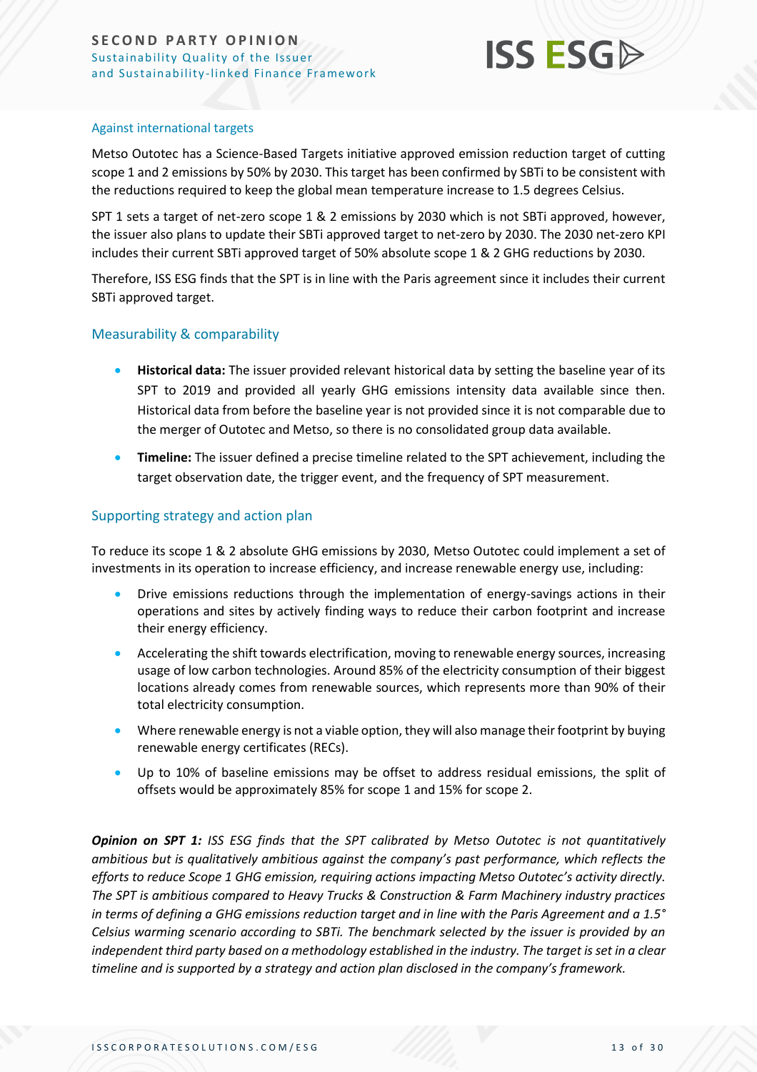### Against international targets

Metso Outotec has a Science-Based Targets initiative approved emission reduction target of cutting scope 1 and 2 emissions by 50% by 2030. This target has been confirmed by SBTi to be consistent with the reductions required to keep the global mean temperature increase to 1.5 degrees Celsius.

SPT 1 sets a target of net-zero scope 1 & 2 emissions by 2030 which is not SBTi approved, however, the issuer also plans to update their SBTi approved target to net-zero by 2030. The 2030 net-zero KPI includes their current SBTi approved target of 50% absolute scope 1 & 2 GHG reductions by 2030.

Therefore, ISS ESG finds that the SPT is in line with the Paris agreement since it includes their current SBTi approved target.

### Measurability & comparability

- **Historical data:** The issuer provided relevant historical data by setting the baseline year of its SPT to 2019 and provided all yearly GHG emissions intensity data available since then. Historical data from before the baseline year is not provided since it is not comparable due to the merger of Outotec and Metso, so there is no consolidated group data available.
- **Timeline:** The issuer defined a precise timeline related to the SPT achievement, including the target observation date, the trigger event, and the frequency of SPT measurement.

### Supporting strategy and action plan

To reduce its scope 1 & 2 absolute GHG emissions by 2030, Metso Outotec could implement a set of investments in its operation to increase efficiency, and increase renewable energy use, including:

- Drive emissions reductions through the implementation of energy-savings actions in their operations and sites by actively finding ways to reduce their carbon footprint and increase their energy efficiency.
- Accelerating the shift towards electrification, moving to renewable energy sources, increasing usage of low carbon technologies. Around 85% of the electricity consumption of their biggest locations already comes from renewable sources, which represents more than 90% of their total electricity consumption.
- Where renewable energy is not a viable option, they will also manage their footprint by buying renewable energy certificates (RECs).
- Up to 10% of baseline emissions may be offset to address residual emissions, the split of offsets would be approximately 85% for scope 1 and 15% for scope 2.

***Opinion on SPT 1:*** *ISS ESG finds that the SPT calibrated by Metso Outotec is not quantitatively ambitious but is qualitatively ambitious against the company's past performance, which reflects the efforts to reduce Scope 1 GHG emission, requiring actions impacting Metso Outotec's activity directly. The SPT is ambitious compared to Heavy Trucks & Construction & Farm Machinery industry practices in terms of defining a GHG emissions reduction target and in line with the Paris Agreement and a 1.5° Celsius warming scenario according to SBTi. The benchmark selected by the issuer is provided by an independent third party based on a methodology established in the industry. The target is set in a clear timeline and is supported by a strategy and action plan disclosed in the company's framework.*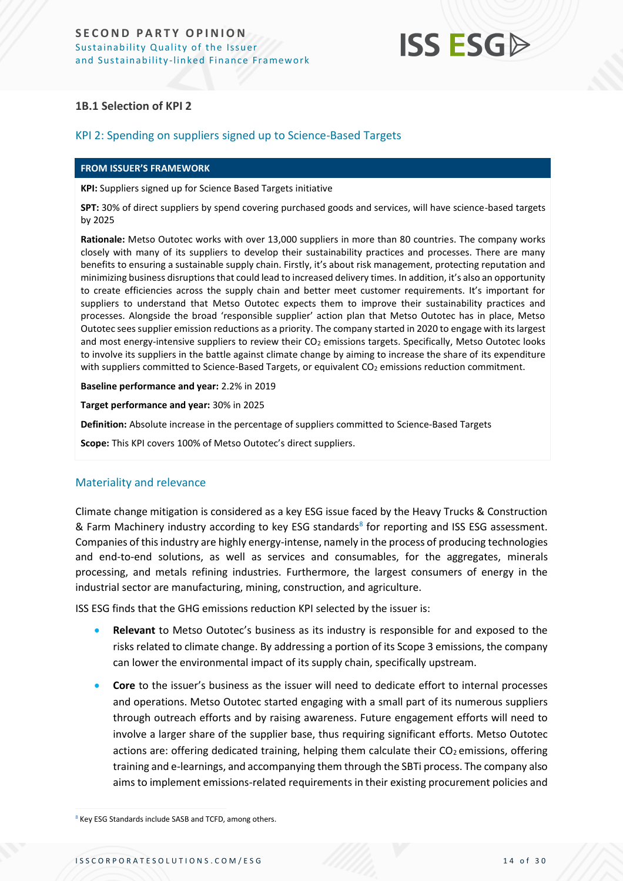### 1B.1 Selection of KPI 2

#### KPI 2: Spending on suppliers signed up to Science-Based Targets

**FROM ISSUER'S FRAMEWORK**

**KPI:** Suppliers signed up for Science Based Targets initiative

**SPT:** 30% of direct suppliers by spend covering purchased goods and services, will have science-based targets by 2025

**Rationale:** Metso Outotec works with over 13,000 suppliers in more than 80 countries. The company works closely with many of its suppliers to develop their sustainability practices and processes. There are many benefits to ensuring a sustainable supply chain. Firstly, it's about risk management, protecting reputation and minimizing business disruptions that could lead to increased delivery times. In addition, it's also an opportunity to create efficiencies across the supply chain and better meet customer requirements. It's important for suppliers to understand that Metso Outotec expects them to improve their sustainability practices and processes. Alongside the broad 'responsible supplier' action plan that Metso Outotec has in place, Metso Outotec sees supplier emission reductions as a priority. The company started in 2020 to engage with its largest and most energy-intensive suppliers to review their $CO_2$ emissions targets. Specifically, Metso Outotec looks to involve its suppliers in the battle against climate change by aiming to increase the share of its expenditure with suppliers committed to Science-Based Targets, or equivalent $CO_2$ emissions reduction commitment.

**Baseline performance and year:** 2.2% in 2019

**Target performance and year:** 30% in 2025

**Definition:** Absolute increase in the percentage of suppliers committed to Science-Based Targets

**Scope:** This KPI covers 100% of Metso Outotec's direct suppliers.

#### Materiality and relevance

Climate change mitigation is considered as a key ESG issue faced by the Heavy Trucks & Construction & Farm Machinery industry according to key ESG standards[8] for reporting and ISS ESG assessment. Companies of this industry are highly energy-intense, namely in the process of producing technologies and end-to-end solutions, as well as services and consumables, for the aggregates, minerals processing, and metals refining industries. Furthermore, the largest consumers of energy in the industrial sector are manufacturing, mining, construction, and agriculture.

ISS ESG finds that the GHG emissions reduction KPI selected by the issuer is:

- **Relevant** to Metso Outotec's business as its industry is responsible for and exposed to the risks related to climate change. By addressing a portion of its Scope 3 emissions, the company can lower the environmental impact of its supply chain, specifically upstream.
- **Core** to the issuer's business as the issuer will need to dedicate effort to internal processes and operations. Metso Outotec started engaging with a small part of its numerous suppliers through outreach efforts and by raising awareness. Future engagement efforts will need to involve a larger share of the supplier base, thus requiring significant efforts. Metso Outotec actions are: offering dedicated training, helping them calculate their $CO_2$ emissions, offering training and e-learnings, and accompanying them through the SBTi process. The company also aims to implement emissions-related requirements in their existing procurement policies and

[8] Key ESG Standards include SASB and TCFD, among others.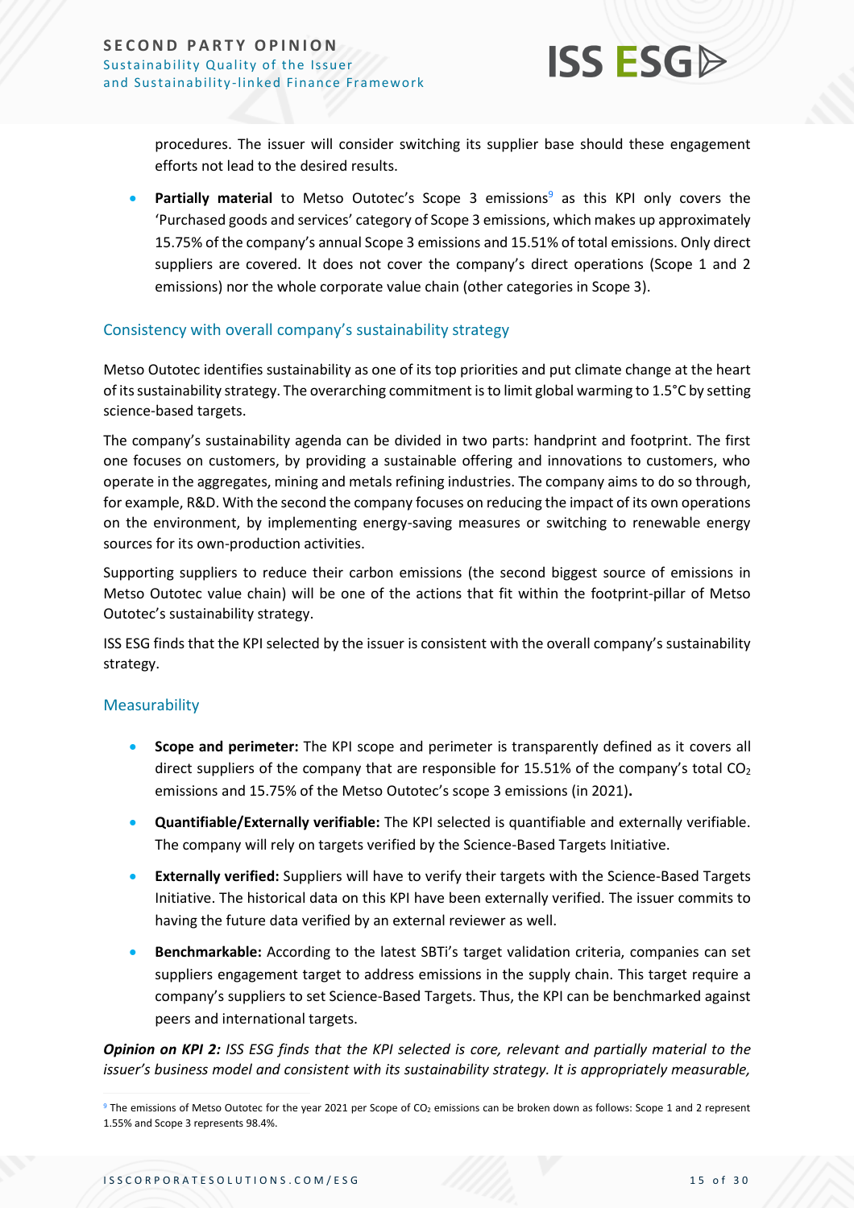procedures. The issuer will consider switching its supplier base should these engagement efforts not lead to the desired results.

- **Partially material** to Metso Outotec's Scope 3 emissions[9] as this KPI only covers the 'Purchased goods and services' category of Scope 3 emissions, which makes up approximately 15.75% of the company's annual Scope 3 emissions and 15.51% of total emissions. Only direct suppliers are covered. It does not cover the company's direct operations (Scope 1 and 2 emissions) nor the whole corporate value chain (other categories in Scope 3).

## Consistency with overall company's sustainability strategy

Metso Outotec identifies sustainability as one of its top priorities and put climate change at the heart of its sustainability strategy. The overarching commitment is to limit global warming to 1.5°C by setting science-based targets.

The company's sustainability agenda can be divided in two parts: handprint and footprint. The first one focuses on customers, by providing a sustainable offering and innovations to customers, who operate in the aggregates, mining and metals refining industries. The company aims to do so through, for example, R&D. With the second the company focuses on reducing the impact of its own operations on the environment, by implementing energy-saving measures or switching to renewable energy sources for its own-production activities.

Supporting suppliers to reduce their carbon emissions (the second biggest source of emissions in Metso Outotec value chain) will be one of the actions that fit within the footprint-pillar of Metso Outotec's sustainability strategy.

ISS ESG finds that the KPI selected by the issuer is consistent with the overall company's sustainability strategy.

## Measurability

- **Scope and perimeter:** The KPI scope and perimeter is transparently defined as it covers all direct suppliers of the company that are responsible for 15.51% of the company's total $CO_2$ emissions and 15.75% of the Metso Outotec's scope 3 emissions (in 2021)**.**
- **Quantifiable/Externally verifiable:** The KPI selected is quantifiable and externally verifiable. The company will rely on targets verified by the Science-Based Targets Initiative.
- **Externally verified:** Suppliers will have to verify their targets with the Science-Based Targets Initiative. The historical data on this KPI have been externally verified. The issuer commits to having the future data verified by an external reviewer as well.
- **Benchmarkable:** According to the latest SBTi's target validation criteria, companies can set suppliers engagement target to address emissions in the supply chain. This target require a company's suppliers to set Science-Based Targets. Thus, the KPI can be benchmarked against peers and international targets.

***Opinion on KPI 2:*** *ISS ESG finds that the KPI selected is core, relevant and partially material to the issuer's business model and consistent with its sustainability strategy. It is appropriately measurable,*

[9] The emissions of Metso Outotec for the year 2021 per Scope of $CO_2$ emissions can be broken down as follows: Scope 1 and 2 represent 1.55% and Scope 3 represents 98.4%.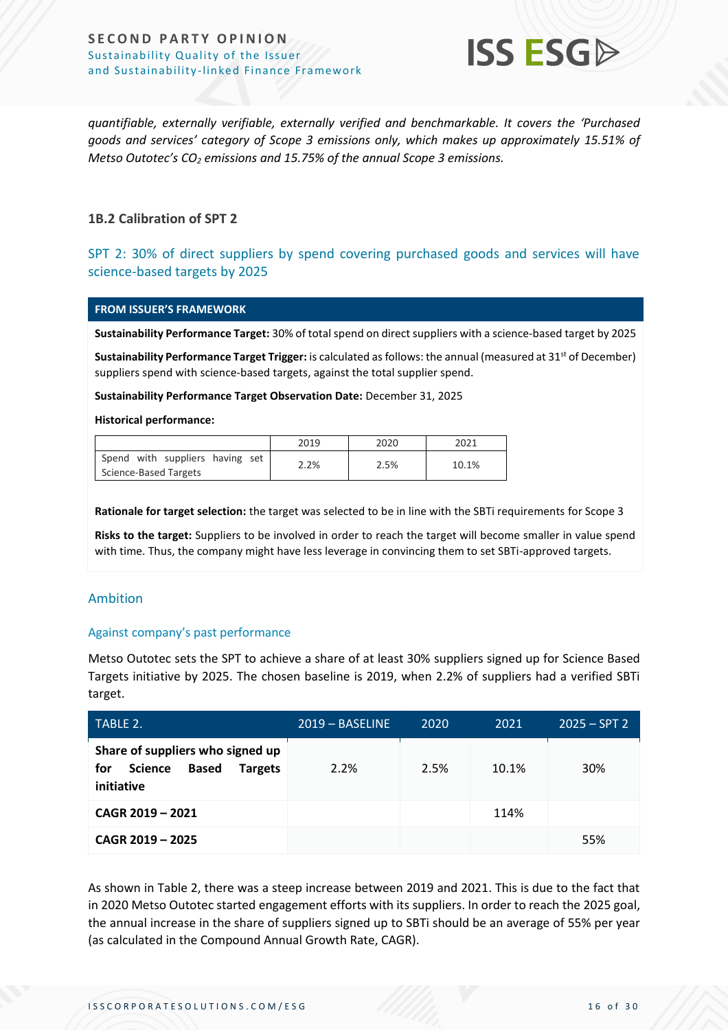*quantifiable, externally verifiable, externally verified and benchmarkable. It covers the 'Purchased goods and services' category of Scope 3 emissions only, which makes up approximately 15.51% of Metso Outotec's $CO_2$ emissions and 15.75% of the annual Scope 3 emissions.*

### 1B.2 Calibration of SPT 2

## SPT 2: 30% of direct suppliers by spend covering purchased goods and services will have science-based targets by 2025

**FROM ISSUER'S FRAMEWORK**

**Sustainability Performance Target:** 30% of total spend on direct suppliers with a science-based target by 2025

**Sustainability Performance Target Trigger:** is calculated as follows: the annual (measured at 31st of December) suppliers spend with science-based targets, against the total supplier spend.

**Sustainability Performance Target Observation Date:** December 31, 2025

**Historical performance:**

| | 2019 | 2020 | 2021 |
|---|---|---|---|
| Spend with suppliers having set Science-Based Targets | 2.2% | 2.5% | 10.1% |

**Rationale for target selection:** the target was selected to be in line with the SBTi requirements for Scope 3

**Risks to the target:** Suppliers to be involved in order to reach the target will become smaller in value spend with time. Thus, the company might have less leverage in convincing them to set SBTi-approved targets.

### Ambition

#### Against company's past performance

Metso Outotec sets the SPT to achieve a share of at least 30% suppliers signed up for Science Based Targets initiative by 2025. The chosen baseline is 2019, when 2.2% of suppliers had a verified SBTi target.

| TABLE 2. | 2019 – BASELINE | 2020 | 2021 | 2025 – SPT 2 |
|---|---|---|---|---|
| **Share of suppliers who signed up for Science Based Targets initiative** | 2.2% | 2.5% | 10.1% | 30% |
| **CAGR 2019 – 2021** | | | 114% | |
| **CAGR 2019 – 2025** | | | | 55% |

As shown in Table 2, there was a steep increase between 2019 and 2021. This is due to the fact that in 2020 Metso Outotec started engagement efforts with its suppliers. In order to reach the 2025 goal, the annual increase in the share of suppliers signed up to SBTi should be an average of 55% per year (as calculated in the Compound Annual Growth Rate, CAGR).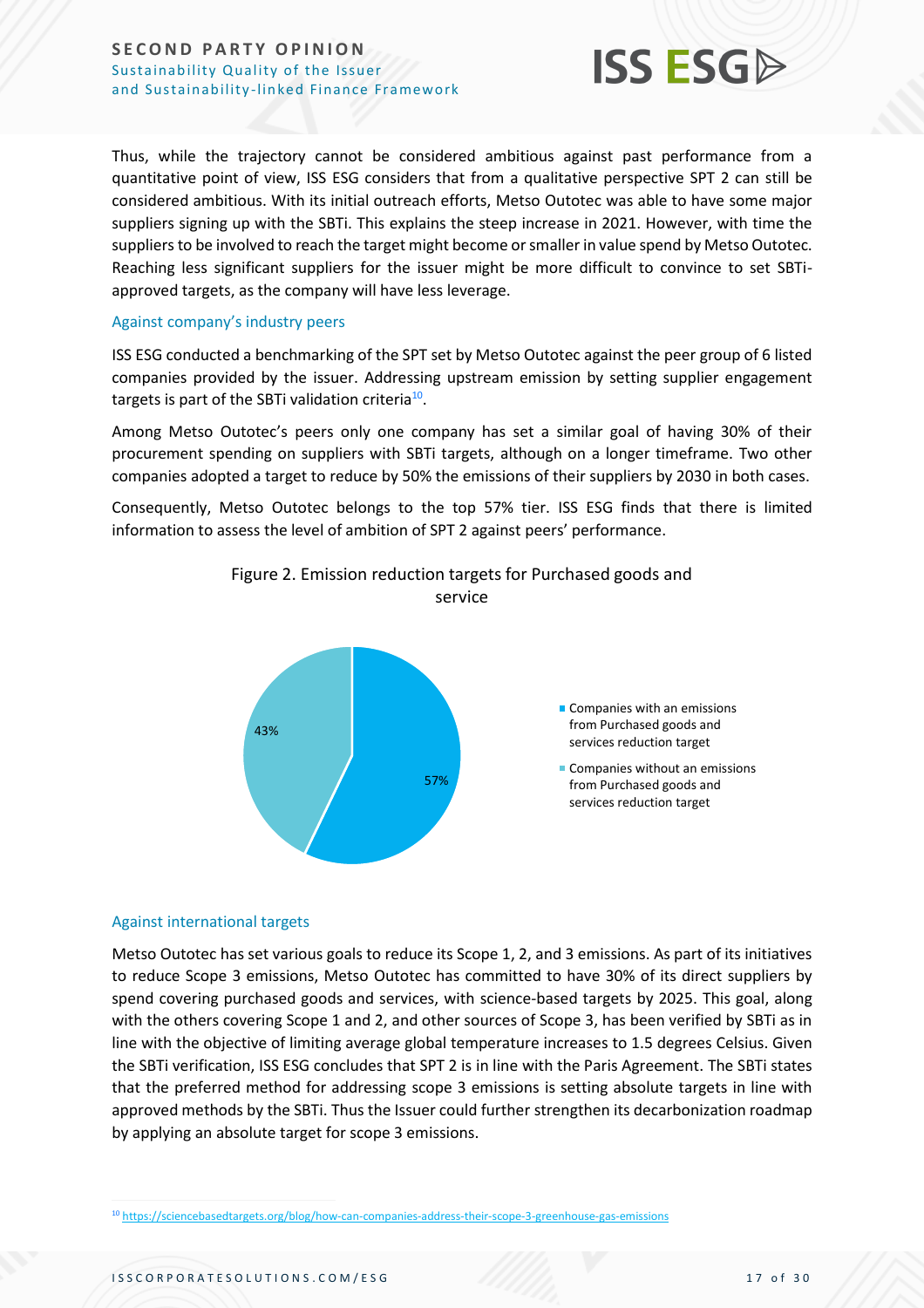Thus, while the trajectory cannot be considered ambitious against past performance from a quantitative point of view, ISS ESG considers that from a qualitative perspective SPT 2 can still be considered ambitious. With its initial outreach efforts, Metso Outotec was able to have some major suppliers signing up with the SBTi. This explains the steep increase in 2021. However, with time the suppliers to be involved to reach the target might become or smaller in value spend by Metso Outotec. Reaching less significant suppliers for the issuer might be more difficult to convince to set SBTi-approved targets, as the company will have less leverage.

### Against company's industry peers

ISS ESG conducted a benchmarking of the SPT set by Metso Outotec against the peer group of 6 listed companies provided by the issuer. Addressing upstream emission by setting supplier engagement targets is part of the SBTi validation criteria[10].

Among Metso Outotec's peers only one company has set a similar goal of having 30% of their procurement spending on suppliers with SBTi targets, although on a longer timeframe. Two other companies adopted a target to reduce by 50% the emissions of their suppliers by 2030 in both cases.

Consequently, Metso Outotec belongs to the top 57% tier. ISS ESG finds that there is limited information to assess the level of ambition of SPT 2 against peers' performance.

Figure 2. Emission reduction targets for Purchased goods and service

| Category | Share |
|---|---|
| Companies with an emissions from Purchased goods and services reduction target | 57% |
| Companies without an emissions from Purchased goods and services reduction target | 43% |

### Against international targets

Metso Outotec has set various goals to reduce its Scope 1, 2, and 3 emissions. As part of its initiatives to reduce Scope 3 emissions, Metso Outotec has committed to have 30% of its direct suppliers by spend covering purchased goods and services, with science-based targets by 2025. This goal, along with the others covering Scope 1 and 2, and other sources of Scope 3, has been verified by SBTi as in line with the objective of limiting average global temperature increases to 1.5 degrees Celsius. Given the SBTi verification, ISS ESG concludes that SPT 2 is in line with the Paris Agreement. The SBTi states that the preferred method for addressing scope 3 emissions is setting absolute targets in line with approved methods by the SBTi. Thus the Issuer could further strengthen its decarbonization roadmap by applying an absolute target for scope 3 emissions.

---

[10] https://sciencebasedtargets.org/blog/how-can-companies-address-their-scope-3-greenhouse-gas-emissions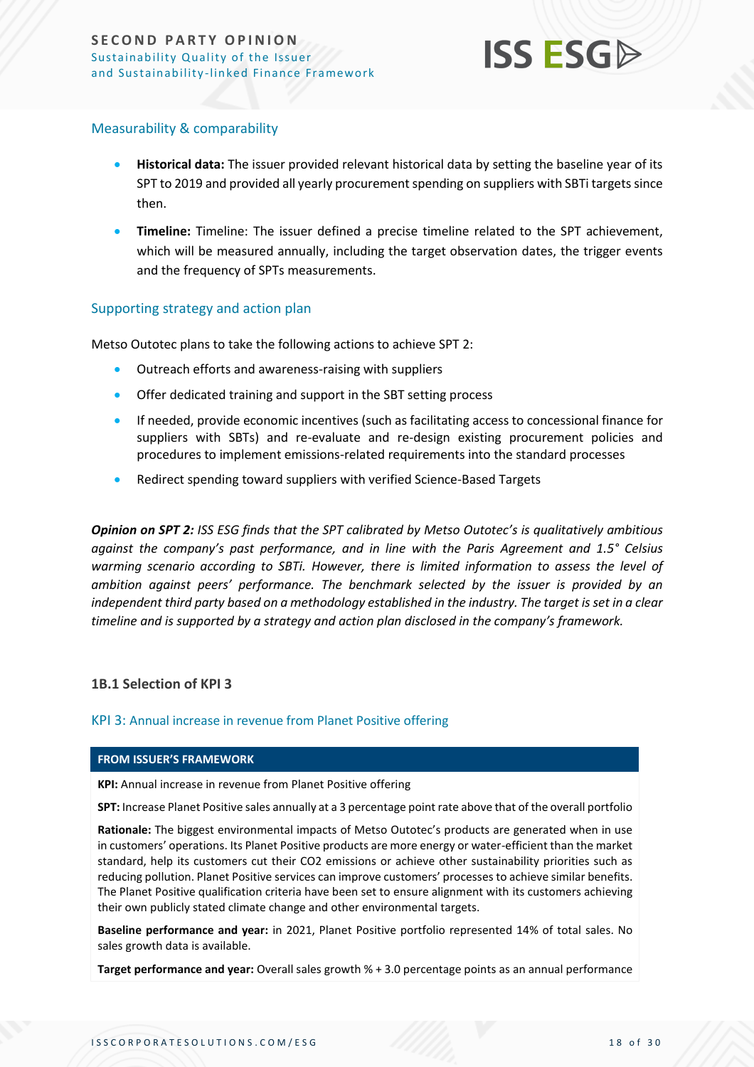### Measurability & comparability

- **Historical data:** The issuer provided relevant historical data by setting the baseline year of its SPT to 2019 and provided all yearly procurement spending on suppliers with SBTi targets since then.
- **Timeline:** Timeline: The issuer defined a precise timeline related to the SPT achievement, which will be measured annually, including the target observation dates, the trigger events and the frequency of SPTs measurements.

### Supporting strategy and action plan

Metso Outotec plans to take the following actions to achieve SPT 2:

- Outreach efforts and awareness-raising with suppliers
- Offer dedicated training and support in the SBT setting process
- If needed, provide economic incentives (such as facilitating access to concessional finance for suppliers with SBTs) and re-evaluate and re-design existing procurement policies and procedures to implement emissions-related requirements into the standard processes
- Redirect spending toward suppliers with verified Science-Based Targets

***Opinion on SPT 2:*** *ISS ESG finds that the SPT calibrated by Metso Outotec's is qualitatively ambitious against the company's past performance, and in line with the Paris Agreement and 1.5° Celsius warming scenario according to SBTi. However, there is limited information to assess the level of ambition against peers' performance. The benchmark selected by the issuer is provided by an independent third party based on a methodology established in the industry. The target is set in a clear timeline and is supported by a strategy and action plan disclosed in the company's framework.*

## 1B.1 Selection of KPI 3

### KPI 3: Annual increase in revenue from Planet Positive offering

| FROM ISSUER'S FRAMEWORK |
|---|
| **KPI:** Annual increase in revenue from Planet Positive offering |
| **SPT:** Increase Planet Positive sales annually at a 3 percentage point rate above that of the overall portfolio |
| **Rationale:** The biggest environmental impacts of Metso Outotec's products are generated when in use in customers' operations. Its Planet Positive products are more energy or water-efficient than the market standard, help its customers cut their CO2 emissions or achieve other sustainability priorities such as reducing pollution. Planet Positive services can improve customers' processes to achieve similar benefits. The Planet Positive qualification criteria have been set to ensure alignment with its customers achieving their own publicly stated climate change and other environmental targets. |
| **Baseline performance and year:** in 2021, Planet Positive portfolio represented 14% of total sales. No sales growth data is available. |
| **Target performance and year:** Overall sales growth % + 3.0 percentage points as an annual performance |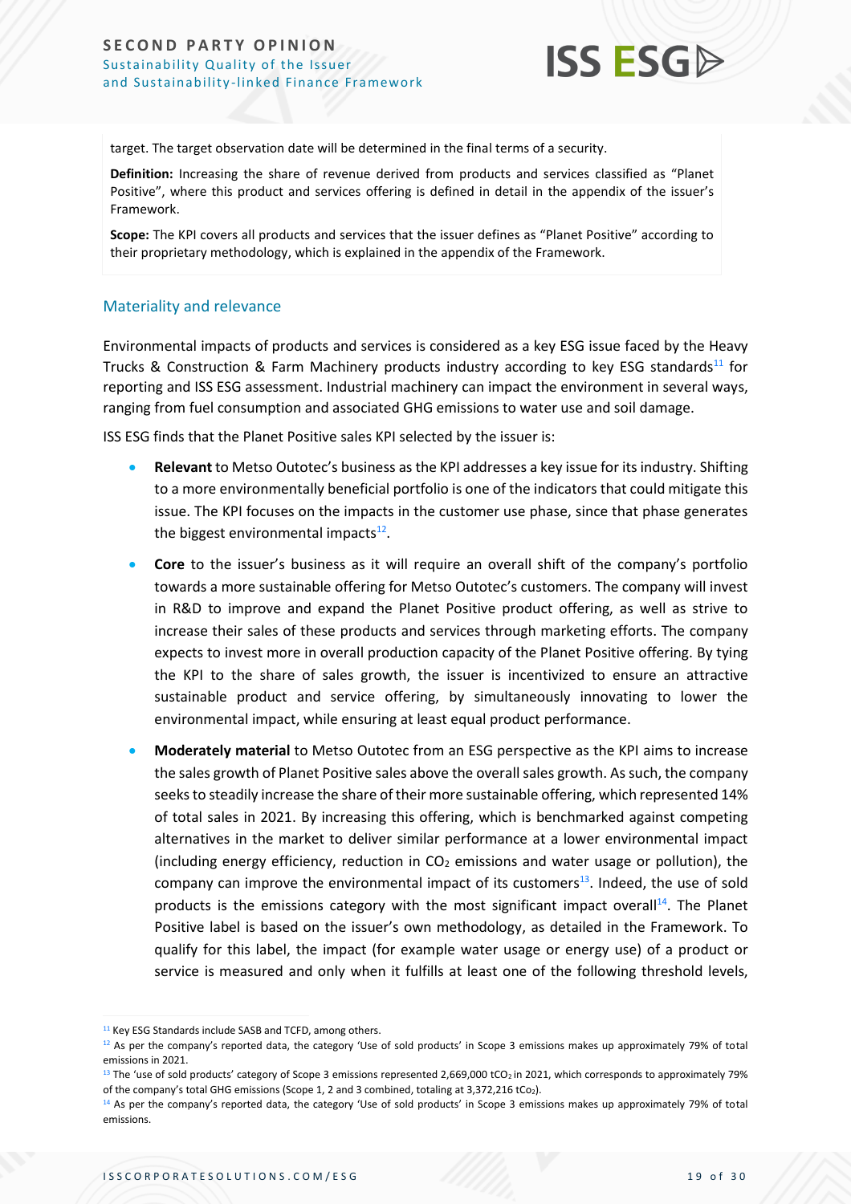target. The target observation date will be determined in the final terms of a security.

**Definition:** Increasing the share of revenue derived from products and services classified as "Planet Positive", where this product and services offering is defined in detail in the appendix of the issuer's Framework.

**Scope:** The KPI covers all products and services that the issuer defines as "Planet Positive" according to their proprietary methodology, which is explained in the appendix of the Framework.

## Materiality and relevance

Environmental impacts of products and services is considered as a key ESG issue faced by the Heavy Trucks & Construction & Farm Machinery products industry according to key ESG standards[11] for reporting and ISS ESG assessment. Industrial machinery can impact the environment in several ways, ranging from fuel consumption and associated GHG emissions to water use and soil damage.

ISS ESG finds that the Planet Positive sales KPI selected by the issuer is:

- **Relevant** to Metso Outotec's business as the KPI addresses a key issue for its industry. Shifting to a more environmentally beneficial portfolio is one of the indicators that could mitigate this issue. The KPI focuses on the impacts in the customer use phase, since that phase generates the biggest environmental impacts[12].
- **Core** to the issuer's business as it will require an overall shift of the company's portfolio towards a more sustainable offering for Metso Outotec's customers. The company will invest in R&D to improve and expand the Planet Positive product offering, as well as strive to increase their sales of these products and services through marketing efforts. The company expects to invest more in overall production capacity of the Planet Positive offering. By tying the KPI to the share of sales growth, the issuer is incentivized to ensure an attractive sustainable product and service offering, by simultaneously innovating to lower the environmental impact, while ensuring at least equal product performance.
- **Moderately material** to Metso Outotec from an ESG perspective as the KPI aims to increase the sales growth of Planet Positive sales above the overall sales growth. As such, the company seeks to steadily increase the share of their more sustainable offering, which represented 14% of total sales in 2021. By increasing this offering, which is benchmarked against competing alternatives in the market to deliver similar performance at a lower environmental impact (including energy efficiency, reduction in $CO_2$ emissions and water usage or pollution), the company can improve the environmental impact of its customers[13]. Indeed, the use of sold products is the emissions category with the most significant impact overall[14]. The Planet Positive label is based on the issuer's own methodology, as detailed in the Framework. To qualify for this label, the impact (for example water usage or energy use) of a product or service is measured and only when it fulfills at least one of the following threshold levels,

---

[11] Key ESG Standards include SASB and TCFD, among others.

[12] As per the company's reported data, the category 'Use of sold products' in Scope 3 emissions makes up approximately 79% of total emissions in 2021.

[13] The 'use of sold products' category of Scope 3 emissions represented 2,669,000 $tCO_2$ in 2021, which corresponds to approximately 79% of the company's total GHG emissions (Scope 1, 2 and 3 combined, totaling at 3,372,216 $tCO_2$).

[14] As per the company's reported data, the category 'Use of sold products' in Scope 3 emissions makes up approximately 79% of total emissions.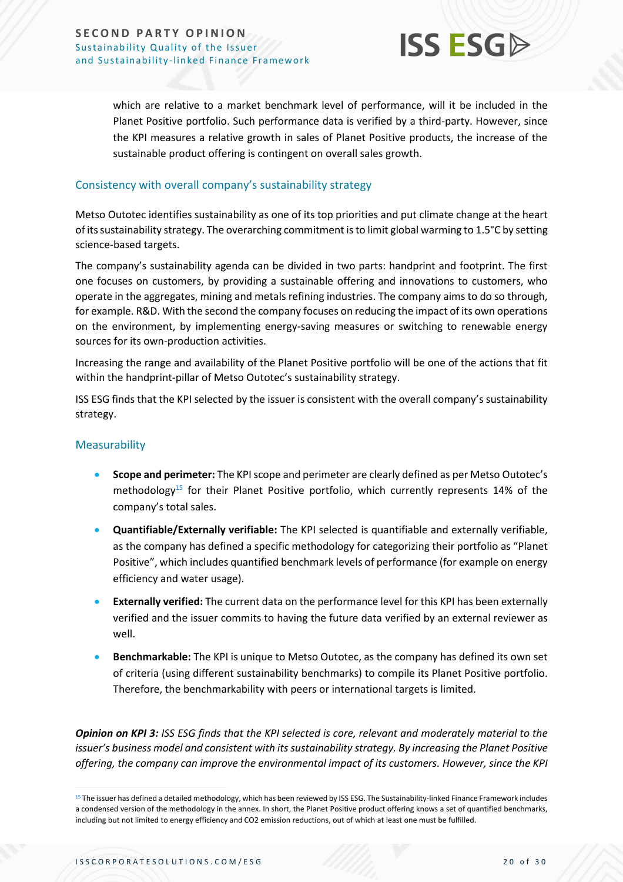which are relative to a market benchmark level of performance, will it be included in the Planet Positive portfolio. Such performance data is verified by a third-party. However, since the KPI measures a relative growth in sales of Planet Positive products, the increase of the sustainable product offering is contingent on overall sales growth.

### Consistency with overall company's sustainability strategy

Metso Outotec identifies sustainability as one of its top priorities and put climate change at the heart of its sustainability strategy. The overarching commitment is to limit global warming to 1.5°C by setting science-based targets.

The company's sustainability agenda can be divided in two parts: handprint and footprint. The first one focuses on customers, by providing a sustainable offering and innovations to customers, who operate in the aggregates, mining and metals refining industries. The company aims to do so through, for example. R&D. With the second the company focuses on reducing the impact of its own operations on the environment, by implementing energy-saving measures or switching to renewable energy sources for its own-production activities.

Increasing the range and availability of the Planet Positive portfolio will be one of the actions that fit within the handprint-pillar of Metso Outotec's sustainability strategy.

ISS ESG finds that the KPI selected by the issuer is consistent with the overall company's sustainability strategy.

### Measurability

- **Scope and perimeter:** The KPI scope and perimeter are clearly defined as per Metso Outotec's methodology[15] for their Planet Positive portfolio, which currently represents 14% of the company's total sales.
- **Quantifiable/Externally verifiable:** The KPI selected is quantifiable and externally verifiable, as the company has defined a specific methodology for categorizing their portfolio as "Planet Positive", which includes quantified benchmark levels of performance (for example on energy efficiency and water usage).
- **Externally verified:** The current data on the performance level for this KPI has been externally verified and the issuer commits to having the future data verified by an external reviewer as well.
- **Benchmarkable:** The KPI is unique to Metso Outotec, as the company has defined its own set of criteria (using different sustainability benchmarks) to compile its Planet Positive portfolio. Therefore, the benchmarkability with peers or international targets is limited.

***Opinion on KPI 3:*** *ISS ESG finds that the KPI selected is core, relevant and moderately material to the issuer's business model and consistent with its sustainability strategy. By increasing the Planet Positive offering, the company can improve the environmental impact of its customers. However, since the KPI*

[15] The issuer has defined a detailed methodology, which has been reviewed by ISS ESG. The Sustainability-linked Finance Framework includes a condensed version of the methodology in the annex. In short, the Planet Positive product offering knows a set of quantified benchmarks, including but not limited to energy efficiency and $CO_2$ emission reductions, out of which at least one must be fulfilled.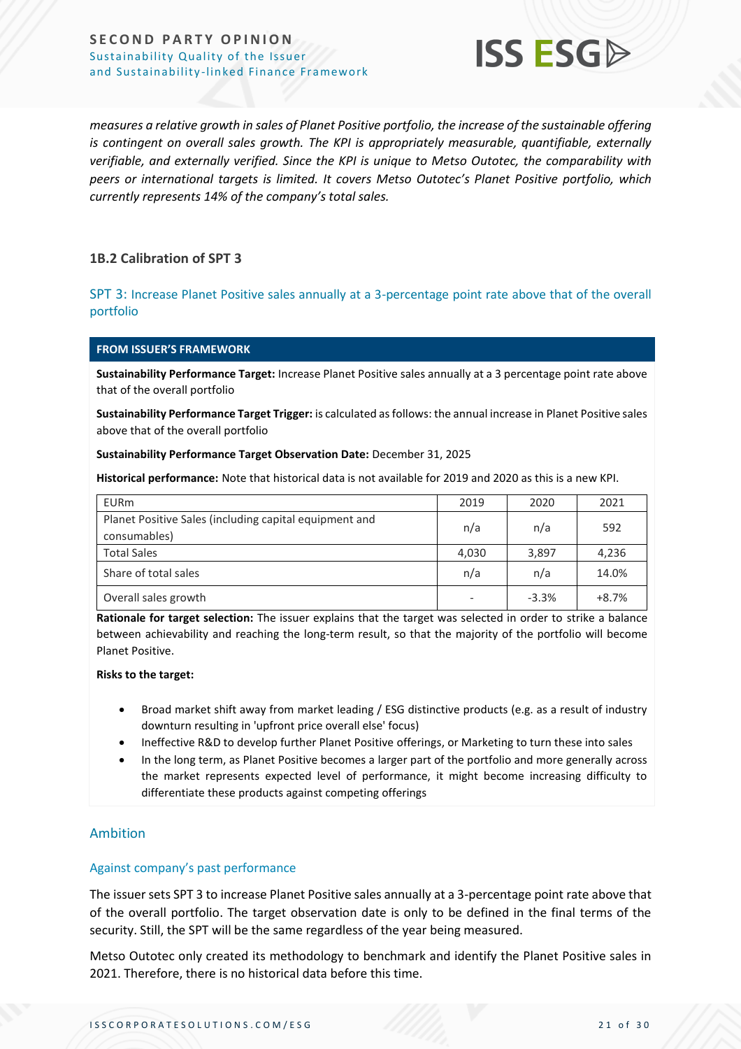*measures a relative growth in sales of Planet Positive portfolio, the increase of the sustainable offering is contingent on overall sales growth. The KPI is appropriately measurable, quantifiable, externally verifiable, and externally verified. Since the KPI is unique to Metso Outotec, the comparability with peers or international targets is limited. It covers Metso Outotec's Planet Positive portfolio, which currently represents 14% of the company's total sales.*

### 1B.2 Calibration of SPT 3

SPT 3: Increase Planet Positive sales annually at a 3-percentage point rate above that of the overall portfolio

**FROM ISSUER'S FRAMEWORK**

**Sustainability Performance Target:** Increase Planet Positive sales annually at a 3 percentage point rate above that of the overall portfolio

**Sustainability Performance Target Trigger:** is calculated as follows: the annual increase in Planet Positive sales above that of the overall portfolio

**Sustainability Performance Target Observation Date:** December 31, 2025

**Historical performance:** Note that historical data is not available for 2019 and 2020 as this is a new KPI.

| EURm | 2019 | 2020 | 2021 |
|---|---|---|---|
| Planet Positive Sales (including capital equipment and consumables) | n/a | n/a | 592 |
| Total Sales | 4,030 | 3,897 | 4,236 |
| Share of total sales | n/a | n/a | 14.0% |
| Overall sales growth | - | -3.3% | +8.7% |

**Rationale for target selection:** The issuer explains that the target was selected in order to strike a balance between achievability and reaching the long-term result, so that the majority of the portfolio will become Planet Positive.

**Risks to the target:**

- Broad market shift away from market leading / ESG distinctive products (e.g. as a result of industry downturn resulting in 'upfront price overall else' focus)
- Ineffective R&D to develop further Planet Positive offerings, or Marketing to turn these into sales
- In the long term, as Planet Positive becomes a larger part of the portfolio and more generally across the market represents expected level of performance, it might become increasing difficulty to differentiate these products against competing offerings

#### Ambition

##### Against company's past performance

The issuer sets SPT 3 to increase Planet Positive sales annually at a 3-percentage point rate above that of the overall portfolio. The target observation date is only to be defined in the final terms of the security. Still, the SPT will be the same regardless of the year being measured.

Metso Outotec only created its methodology to benchmark and identify the Planet Positive sales in 2021. Therefore, there is no historical data before this time.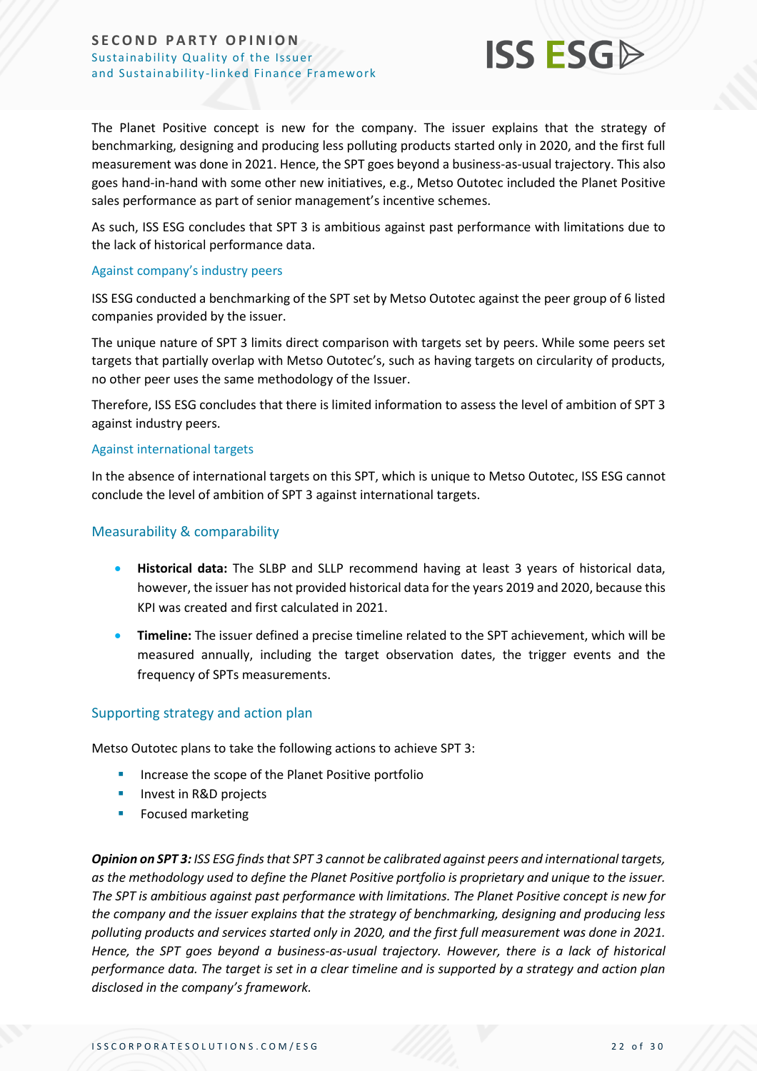The Planet Positive concept is new for the company. The issuer explains that the strategy of benchmarking, designing and producing less polluting products started only in 2020, and the first full measurement was done in 2021. Hence, the SPT goes beyond a business-as-usual trajectory. This also goes hand-in-hand with some other new initiatives, e.g., Metso Outotec included the Planet Positive sales performance as part of senior management's incentive schemes.

As such, ISS ESG concludes that SPT 3 is ambitious against past performance with limitations due to the lack of historical performance data.

#### Against company's industry peers

ISS ESG conducted a benchmarking of the SPT set by Metso Outotec against the peer group of 6 listed companies provided by the issuer.

The unique nature of SPT 3 limits direct comparison with targets set by peers. While some peers set targets that partially overlap with Metso Outotec's, such as having targets on circularity of products, no other peer uses the same methodology of the Issuer.

Therefore, ISS ESG concludes that there is limited information to assess the level of ambition of SPT 3 against industry peers.

#### Against international targets

In the absence of international targets on this SPT, which is unique to Metso Outotec, ISS ESG cannot conclude the level of ambition of SPT 3 against international targets.

### Measurability & comparability

- **Historical data:** The SLBP and SLLP recommend having at least 3 years of historical data, however, the issuer has not provided historical data for the years 2019 and 2020, because this KPI was created and first calculated in 2021.
- **Timeline:** The issuer defined a precise timeline related to the SPT achievement, which will be measured annually, including the target observation dates, the trigger events and the frequency of SPTs measurements.

### Supporting strategy and action plan

Metso Outotec plans to take the following actions to achieve SPT 3:

- Increase the scope of the Planet Positive portfolio
- Invest in R&D projects
- Focused marketing

***Opinion on SPT 3:*** *ISS ESG finds that SPT 3 cannot be calibrated against peers and international targets, as the methodology used to define the Planet Positive portfolio is proprietary and unique to the issuer. The SPT is ambitious against past performance with limitations. The Planet Positive concept is new for the company and the issuer explains that the strategy of benchmarking, designing and producing less polluting products and services started only in 2020, and the first full measurement was done in 2021. Hence, the SPT goes beyond a business-as-usual trajectory. However, there is a lack of historical performance data. The target is set in a clear timeline and is supported by a strategy and action plan disclosed in the company's framework.*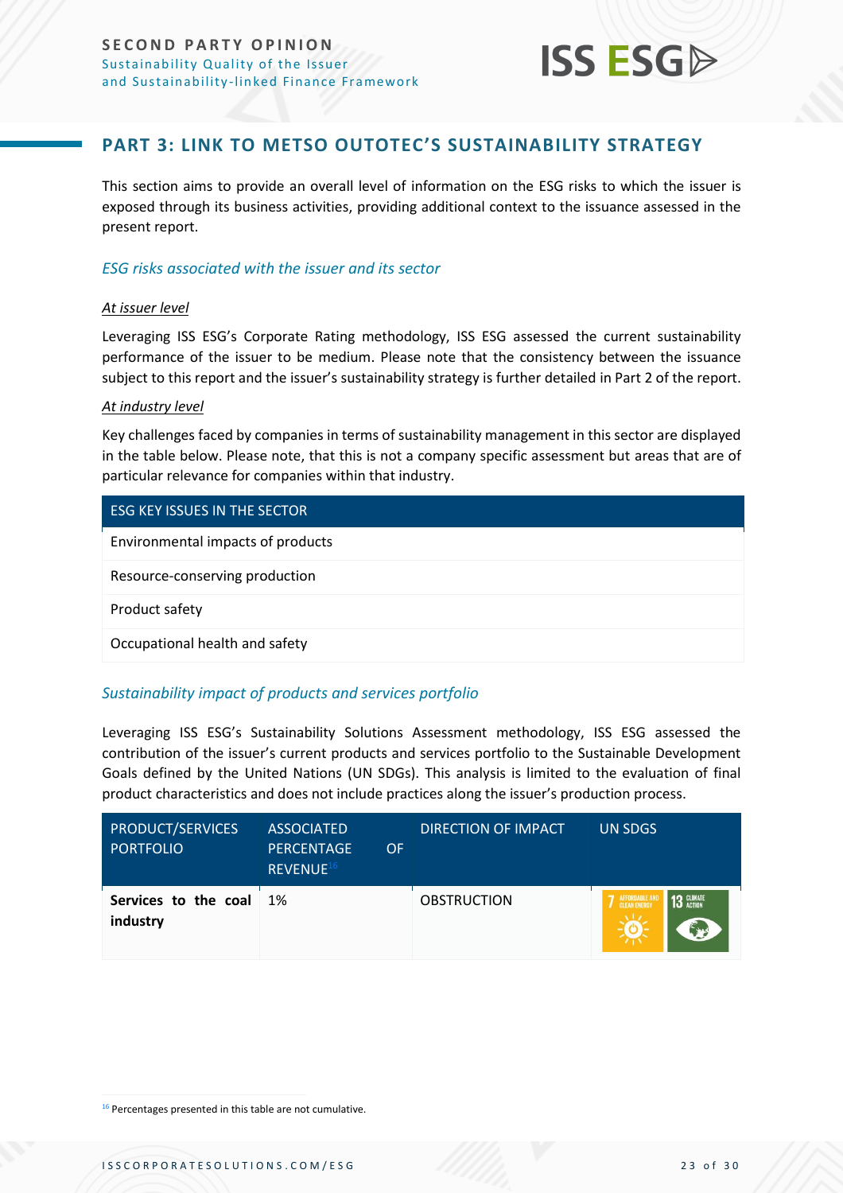## PART 3: LINK TO METSO OUTOTEC'S SUSTAINABILITY STRATEGY

This section aims to provide an overall level of information on the ESG risks to which the issuer is exposed through its business activities, providing additional context to the issuance assessed in the present report.

### *ESG risks associated with the issuer and its sector*

#### At issuer level

Leveraging ISS ESG's Corporate Rating methodology, ISS ESG assessed the current sustainability performance of the issuer to be medium. Please note that the consistency between the issuance subject to this report and the issuer's sustainability strategy is further detailed in Part 2 of the report.

#### At industry level

Key challenges faced by companies in terms of sustainability management in this sector are displayed in the table below. Please note, that this is not a company specific assessment but areas that are of particular relevance for companies within that industry.

| ESG KEY ISSUES IN THE SECTOR |
|---|
| Environmental impacts of products |
| Resource-conserving production |
| Product safety |
| Occupational health and safety |

### *Sustainability impact of products and services portfolio*

Leveraging ISS ESG's Sustainability Solutions Assessment methodology, ISS ESG assessed the contribution of the issuer's current products and services portfolio to the Sustainable Development Goals defined by the United Nations (UN SDGs). This analysis is limited to the evaluation of final product characteristics and does not include practices along the issuer's production process.

| PRODUCT/SERVICES PORTFOLIO | ASSOCIATED PERCENTAGE OF REVENUE[16] | DIRECTION OF IMPACT | UN SDGS |
|---|---|---|---|
| **Services to the coal industry** | 1% | OBSTRUCTION | 7 Affordable and Clean Energy; 13 Climate Action |

[16] Percentages presented in this table are not cumulative.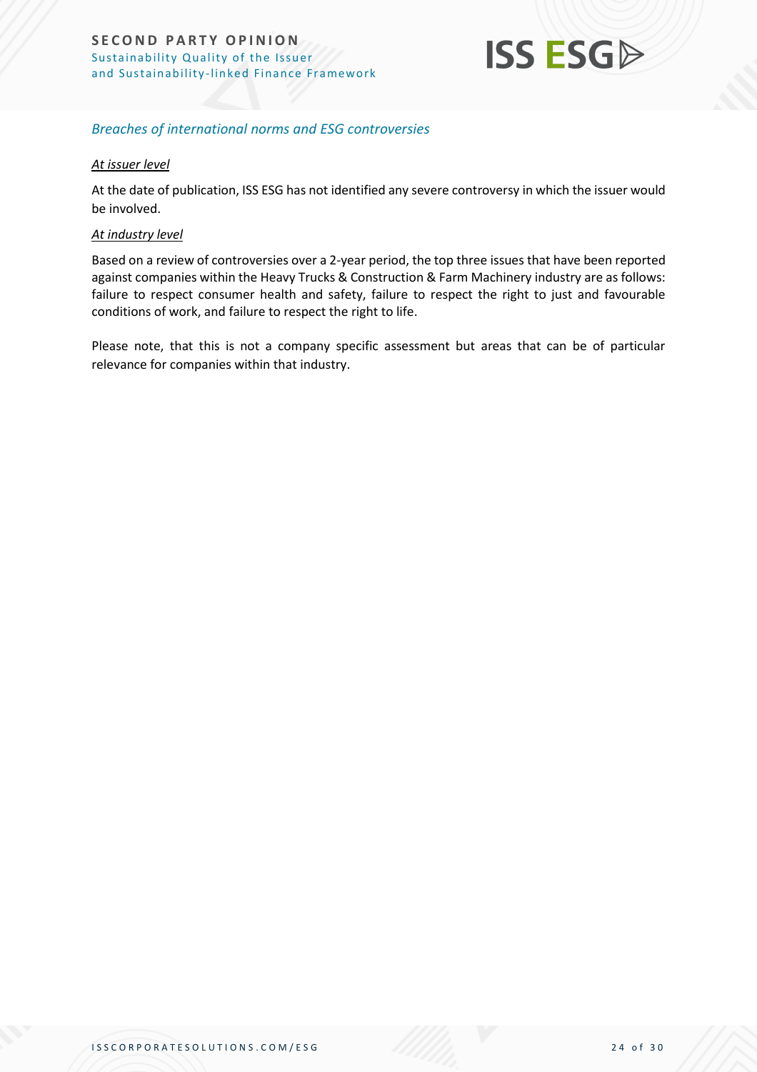### *Breaches of international norms and ESG controversies*

*At issuer level*

At the date of publication, ISS ESG has not identified any severe controversy in which the issuer would be involved.

*At industry level*

Based on a review of controversies over a 2-year period, the top three issues that have been reported against companies within the Heavy Trucks & Construction & Farm Machinery industry are as follows: failure to respect consumer health and safety, failure to respect the right to just and favourable conditions of work, and failure to respect the right to life.

Please note, that this is not a company specific assessment but areas that can be of particular relevance for companies within that industry.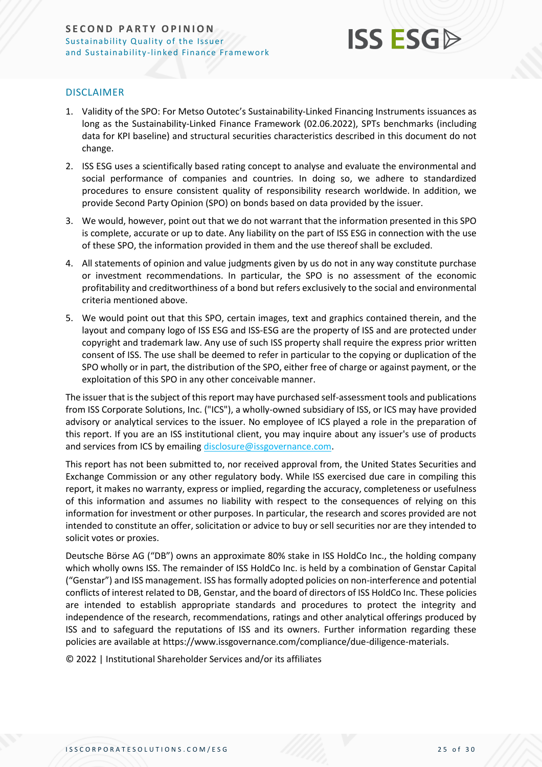## DISCLAIMER

1. Validity of the SPO: For Metso Outotec's Sustainability-Linked Financing Instruments issuances as long as the Sustainability-Linked Finance Framework (02.06.2022), SPTs benchmarks (including data for KPI baseline) and structural securities characteristics described in this document do not change.
2. ISS ESG uses a scientifically based rating concept to analyse and evaluate the environmental and social performance of companies and countries. In doing so, we adhere to standardized procedures to ensure consistent quality of responsibility research worldwide. In addition, we provide Second Party Opinion (SPO) on bonds based on data provided by the issuer.
3. We would, however, point out that we do not warrant that the information presented in this SPO is complete, accurate or up to date. Any liability on the part of ISS ESG in connection with the use of these SPO, the information provided in them and the use thereof shall be excluded.
4. All statements of opinion and value judgments given by us do not in any way constitute purchase or investment recommendations. In particular, the SPO is no assessment of the economic profitability and creditworthiness of a bond but refers exclusively to the social and environmental criteria mentioned above.
5. We would point out that this SPO, certain images, text and graphics contained therein, and the layout and company logo of ISS ESG and ISS-ESG are the property of ISS and are protected under copyright and trademark law. Any use of such ISS property shall require the express prior written consent of ISS. The use shall be deemed to refer in particular to the copying or duplication of the SPO wholly or in part, the distribution of the SPO, either free of charge or against payment, or the exploitation of this SPO in any other conceivable manner.

The issuer that is the subject of this report may have purchased self-assessment tools and publications from ISS Corporate Solutions, Inc. ("ICS"), a wholly-owned subsidiary of ISS, or ICS may have provided advisory or analytical services to the issuer. No employee of ICS played a role in the preparation of this report. If you are an ISS institutional client, you may inquire about any issuer's use of products and services from ICS by emailing disclosure@issgovernance.com.

This report has not been submitted to, nor received approval from, the United States Securities and Exchange Commission or any other regulatory body. While ISS exercised due care in compiling this report, it makes no warranty, express or implied, regarding the accuracy, completeness or usefulness of this information and assumes no liability with respect to the consequences of relying on this information for investment or other purposes. In particular, the research and scores provided are not intended to constitute an offer, solicitation or advice to buy or sell securities nor are they intended to solicit votes or proxies.

Deutsche Börse AG ("DB") owns an approximate 80% stake in ISS HoldCo Inc., the holding company which wholly owns ISS. The remainder of ISS HoldCo Inc. is held by a combination of Genstar Capital ("Genstar") and ISS management. ISS has formally adopted policies on non-interference and potential conflicts of interest related to DB, Genstar, and the board of directors of ISS HoldCo Inc. These policies are intended to establish appropriate standards and procedures to protect the integrity and independence of the research, recommendations, ratings and other analytical offerings produced by ISS and to safeguard the reputations of ISS and its owners. Further information regarding these policies are available at https://www.issgovernance.com/compliance/due-diligence-materials.

© 2022 | Institutional Shareholder Services and/or its affiliates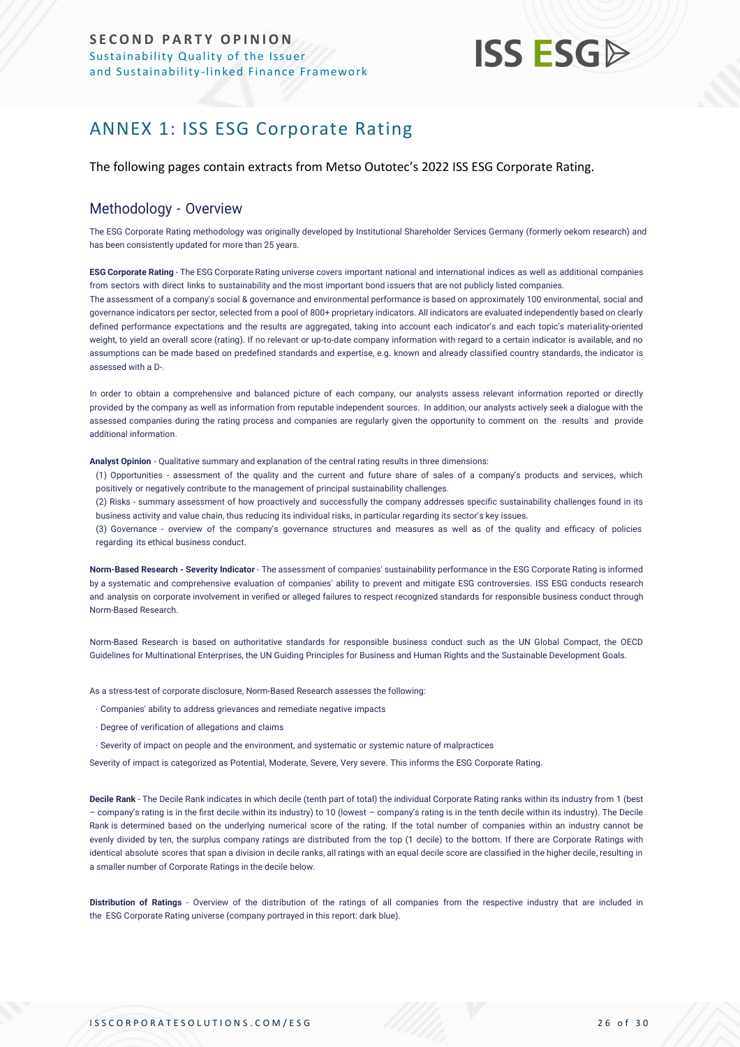# ANNEX 1: ISS ESG Corporate Rating

The following pages contain extracts from Metso Outotec's 2022 ISS ESG Corporate Rating.

## Methodology - Overview

The ESG Corporate Rating methodology was originally developed by Institutional Shareholder Services Germany (formerly oekom research) and has been consistently updated for more than 25 years.

**ESG Corporate Rating** - The ESG Corporate Rating universe covers important national and international indices as well as additional companies from sectors with direct links to sustainability and the most important bond issuers that are not publicly listed companies.

The assessment of a company's social & governance and environmental performance is based on approximately 100 environmental, social and governance indicators per sector, selected from a pool of 800+ proprietary indicators. All indicators are evaluated independently based on clearly defined performance expectations and the results are aggregated, taking into account each indicator's and each topic's materiality-oriented weight, to yield an overall score (rating). If no relevant or up-to-date company information with regard to a certain indicator is available, and no assumptions can be made based on predefined standards and expertise, e.g. known and already classified country standards, the indicator is assessed with a D-.

In order to obtain a comprehensive and balanced picture of each company, our analysts assess relevant information reported or directly provided by the company as well as information from reputable independent sources. In addition, our analysts actively seek a dialogue with the assessed companies during the rating process and companies are regularly given the opportunity to comment on the results and provide additional information.

**Analyst Opinion** - Qualitative summary and explanation of the central rating results in three dimensions:

(1) Opportunities - assessment of the quality and the current and future share of sales of a company's products and services, which positively or negatively contribute to the management of principal sustainability challenges.

(2) Risks - summary assessment of how proactively and successfully the company addresses specific sustainability challenges found in its business activity and value chain, thus reducing its individual risks, in particular regarding its sector's key issues.

(3) Governance - overview of the company's governance structures and measures as well as of the quality and efficacy of policies regarding its ethical business conduct.

**Norm-Based Research - Severity Indicator** - The assessment of companies' sustainability performance in the ESG Corporate Rating is informed by a systematic and comprehensive evaluation of companies' ability to prevent and mitigate ESG controversies. ISS ESG conducts research and analysis on corporate involvement in verified or alleged failures to respect recognized standards for responsible business conduct through Norm-Based Research.

Norm-Based Research is based on authoritative standards for responsible business conduct such as the UN Global Compact, the OECD Guidelines for Multinational Enterprises, the UN Guiding Principles for Business and Human Rights and the Sustainable Development Goals.

As a stress-test of corporate disclosure, Norm-Based Research assesses the following:

- Companies' ability to address grievances and remediate negative impacts
- Degree of verification of allegations and claims
- Severity of impact on people and the environment, and systematic or systemic nature of malpractices

Severity of impact is categorized as Potential, Moderate, Severe, Very severe. This informs the ESG Corporate Rating.

**Decile Rank** - The Decile Rank indicates in which decile (tenth part of total) the individual Corporate Rating ranks within its industry from 1 (best – company's rating is in the first decile within its industry) to 10 (lowest – company's rating is in the tenth decile within its industry). The Decile Rank is determined based on the underlying numerical score of the rating. If the total number of companies within an industry cannot be evenly divided by ten, the surplus company ratings are distributed from the top (1 decile) to the bottom. If there are Corporate Ratings with identical absolute scores that span a division in decile ranks, all ratings with an equal decile score are classified in the higher decile, resulting in a smaller number of Corporate Ratings in the decile below.

**Distribution of Ratings** - Overview of the distribution of the ratings of all companies from the respective industry that are included in the ESG Corporate Rating universe (company portrayed in this report: dark blue).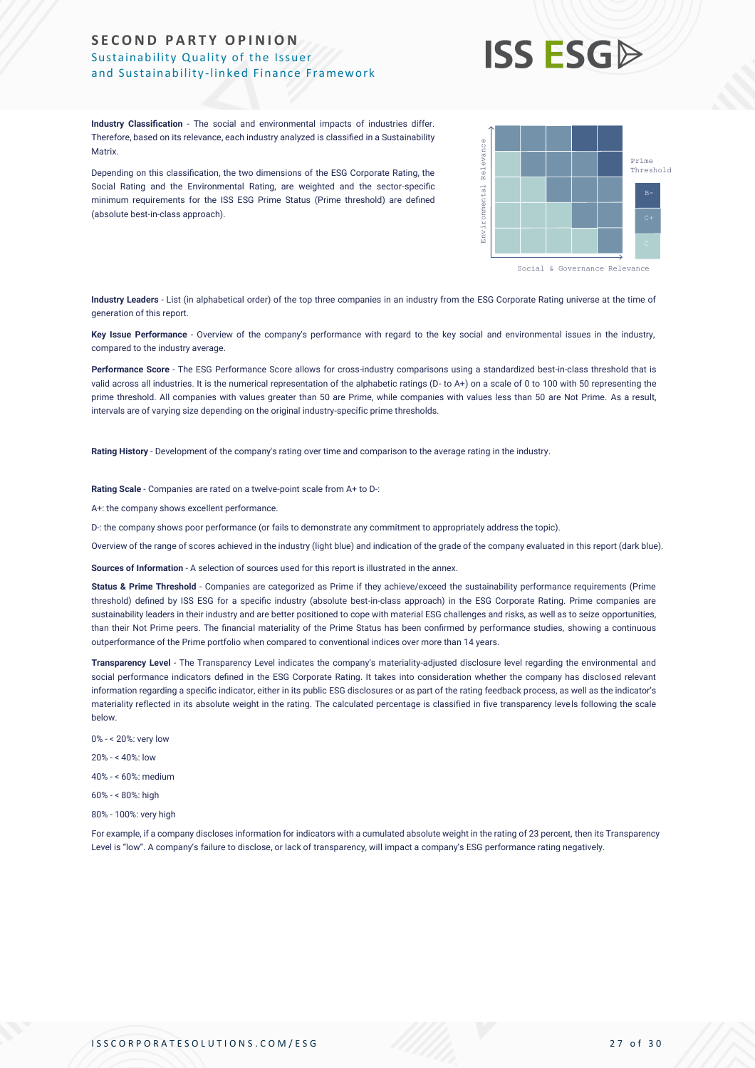**Industry Classification** - The social and environmental impacts of industries differ. Therefore, based on its relevance, each industry analyzed is classified in a Sustainability Matrix.

Depending on this classification, the two dimensions of the ESG Corporate Rating, the Social Rating and the Environmental Rating, are weighted and the sector-specific minimum requirements for the ISS ESG Prime Status (Prime threshold) are defined (absolute best-in-class approach).

Prime Threshold

B-

C+

C

Environmental Relevance

Social & Governance Relevance

**Industry Leaders** - List (in alphabetical order) of the top three companies in an industry from the ESG Corporate Rating universe at the time of generation of this report.

**Key Issue Performance** - Overview of the company's performance with regard to the key social and environmental issues in the industry, compared to the industry average.

**Performance Score** - The ESG Performance Score allows for cross-industry comparisons using a standardized best-in-class threshold that is valid across all industries. It is the numerical representation of the alphabetic ratings (D- to A+) on a scale of 0 to 100 with 50 representing the prime threshold. All companies with values greater than 50 are Prime, while companies with values less than 50 are Not Prime. As a result, intervals are of varying size depending on the original industry-specific prime thresholds.

**Rating History** - Development of the company's rating over time and comparison to the average rating in the industry.

**Rating Scale** - Companies are rated on a twelve-point scale from A+ to D-:

A+: the company shows excellent performance.

D-: the company shows poor performance (or fails to demonstrate any commitment to appropriately address the topic).

Overview of the range of scores achieved in the industry (light blue) and indication of the grade of the company evaluated in this report (dark blue).

**Sources of Information** - A selection of sources used for this report is illustrated in the annex.

**Status & Prime Threshold** - Companies are categorized as Prime if they achieve/exceed the sustainability performance requirements (Prime threshold) defined by ISS ESG for a specific industry (absolute best-in-class approach) in the ESG Corporate Rating. Prime companies are sustainability leaders in their industry and are better positioned to cope with material ESG challenges and risks, as well as to seize opportunities, than their Not Prime peers. The financial materiality of the Prime Status has been confirmed by performance studies, showing a continuous outperformance of the Prime portfolio when compared to conventional indices over more than 14 years.

**Transparency Level** - The Transparency Level indicates the company's materiality-adjusted disclosure level regarding the environmental and social performance indicators defined in the ESG Corporate Rating. It takes into consideration whether the company has disclosed relevant information regarding a specific indicator, either in its public ESG disclosures or as part of the rating feedback process, as well as the indicator's materiality reflected in its absolute weight in the rating. The calculated percentage is classified in five transparency levels following the scale below.

0% - < 20%: very low

20% - < 40%: low

40% - < 60%: medium

60% - < 80%: high

80% - 100%: very high

For example, if a company discloses information for indicators with a cumulated absolute weight in the rating of 23 percent, then its Transparency Level is "low". A company's failure to disclose, or lack of transparency, will impact a company's ESG performance rating negatively.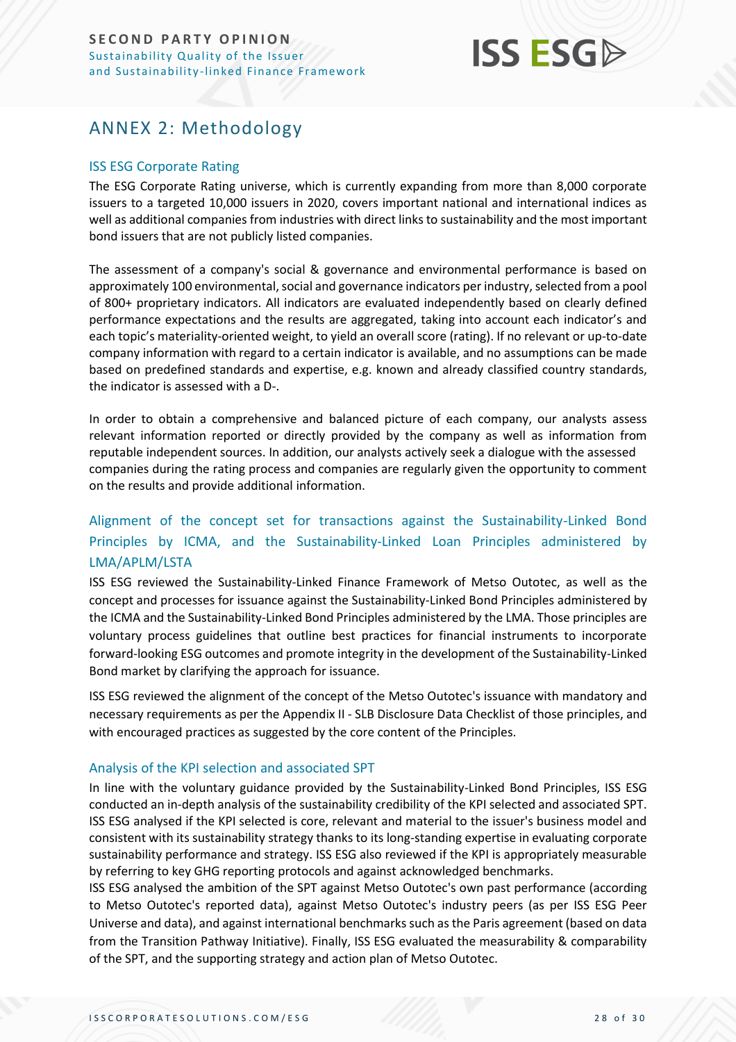## ANNEX 2: Methodology

### ISS ESG Corporate Rating

The ESG Corporate Rating universe, which is currently expanding from more than 8,000 corporate issuers to a targeted 10,000 issuers in 2020, covers important national and international indices as well as additional companies from industries with direct links to sustainability and the most important bond issuers that are not publicly listed companies.

The assessment of a company's social & governance and environmental performance is based on approximately 100 environmental, social and governance indicators per industry, selected from a pool of 800+ proprietary indicators. All indicators are evaluated independently based on clearly defined performance expectations and the results are aggregated, taking into account each indicator's and each topic's materiality-oriented weight, to yield an overall score (rating). If no relevant or up-to-date company information with regard to a certain indicator is available, and no assumptions can be made based on predefined standards and expertise, e.g. known and already classified country standards, the indicator is assessed with a D-.

In order to obtain a comprehensive and balanced picture of each company, our analysts assess relevant information reported or directly provided by the company as well as information from reputable independent sources. In addition, our analysts actively seek a dialogue with the assessed companies during the rating process and companies are regularly given the opportunity to comment on the results and provide additional information.

### Alignment of the concept set for transactions against the Sustainability-Linked Bond Principles by ICMA, and the Sustainability-Linked Loan Principles administered by LMA/APLM/LSTA

ISS ESG reviewed the Sustainability-Linked Finance Framework of Metso Outotec, as well as the concept and processes for issuance against the Sustainability-Linked Bond Principles administered by the ICMA and the Sustainability-Linked Bond Principles administered by the LMA. Those principles are voluntary process guidelines that outline best practices for financial instruments to incorporate forward-looking ESG outcomes and promote integrity in the development of the Sustainability-Linked Bond market by clarifying the approach for issuance.

ISS ESG reviewed the alignment of the concept of the Metso Outotec's issuance with mandatory and necessary requirements as per the Appendix II - SLB Disclosure Data Checklist of those principles, and with encouraged practices as suggested by the core content of the Principles.

### Analysis of the KPI selection and associated SPT

In line with the voluntary guidance provided by the Sustainability-Linked Bond Principles, ISS ESG conducted an in-depth analysis of the sustainability credibility of the KPI selected and associated SPT. ISS ESG analysed if the KPI selected is core, relevant and material to the issuer's business model and consistent with its sustainability strategy thanks to its long-standing expertise in evaluating corporate sustainability performance and strategy. ISS ESG also reviewed if the KPI is appropriately measurable by referring to key GHG reporting protocols and against acknowledged benchmarks.

ISS ESG analysed the ambition of the SPT against Metso Outotec's own past performance (according to Metso Outotec's reported data), against Metso Outotec's industry peers (as per ISS ESG Peer Universe and data), and against international benchmarks such as the Paris agreement (based on data from the Transition Pathway Initiative). Finally, ISS ESG evaluated the measurability & comparability of the SPT, and the supporting strategy and action plan of Metso Outotec.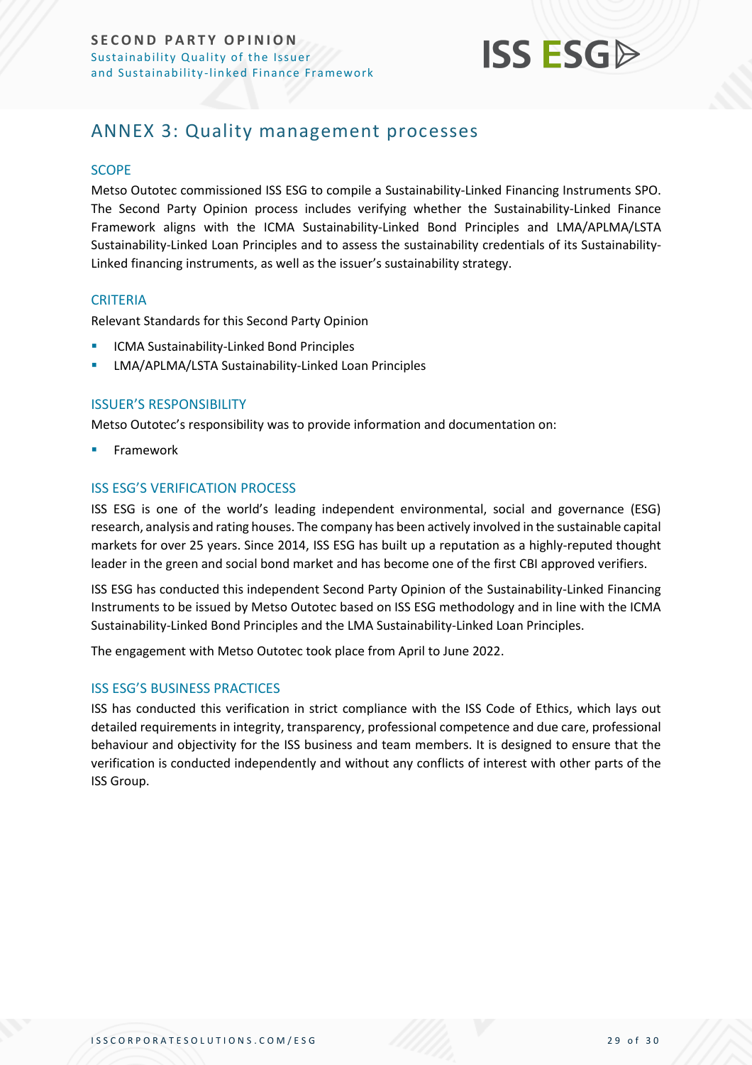## ANNEX 3: Quality management processes

### SCOPE

Metso Outotec commissioned ISS ESG to compile a Sustainability-Linked Financing Instruments SPO. The Second Party Opinion process includes verifying whether the Sustainability-Linked Finance Framework aligns with the ICMA Sustainability-Linked Bond Principles and LMA/APLMA/LSTA Sustainability-Linked Loan Principles and to assess the sustainability credentials of its Sustainability-Linked financing instruments, as well as the issuer's sustainability strategy.

### CRITERIA

Relevant Standards for this Second Party Opinion

- ICMA Sustainability-Linked Bond Principles
- LMA/APLMA/LSTA Sustainability-Linked Loan Principles

### ISSUER'S RESPONSIBILITY

Metso Outotec's responsibility was to provide information and documentation on:

- Framework

### ISS ESG'S VERIFICATION PROCESS

ISS ESG is one of the world's leading independent environmental, social and governance (ESG) research, analysis and rating houses. The company has been actively involved in the sustainable capital markets for over 25 years. Since 2014, ISS ESG has built up a reputation as a highly-reputed thought leader in the green and social bond market and has become one of the first CBI approved verifiers.

ISS ESG has conducted this independent Second Party Opinion of the Sustainability-Linked Financing Instruments to be issued by Metso Outotec based on ISS ESG methodology and in line with the ICMA Sustainability-Linked Bond Principles and the LMA Sustainability-Linked Loan Principles.

The engagement with Metso Outotec took place from April to June 2022.

### ISS ESG'S BUSINESS PRACTICES

ISS has conducted this verification in strict compliance with the ISS Code of Ethics, which lays out detailed requirements in integrity, transparency, professional competence and due care, professional behaviour and objectivity for the ISS business and team members. It is designed to ensure that the verification is conducted independently and without any conflicts of interest with other parts of the ISS Group.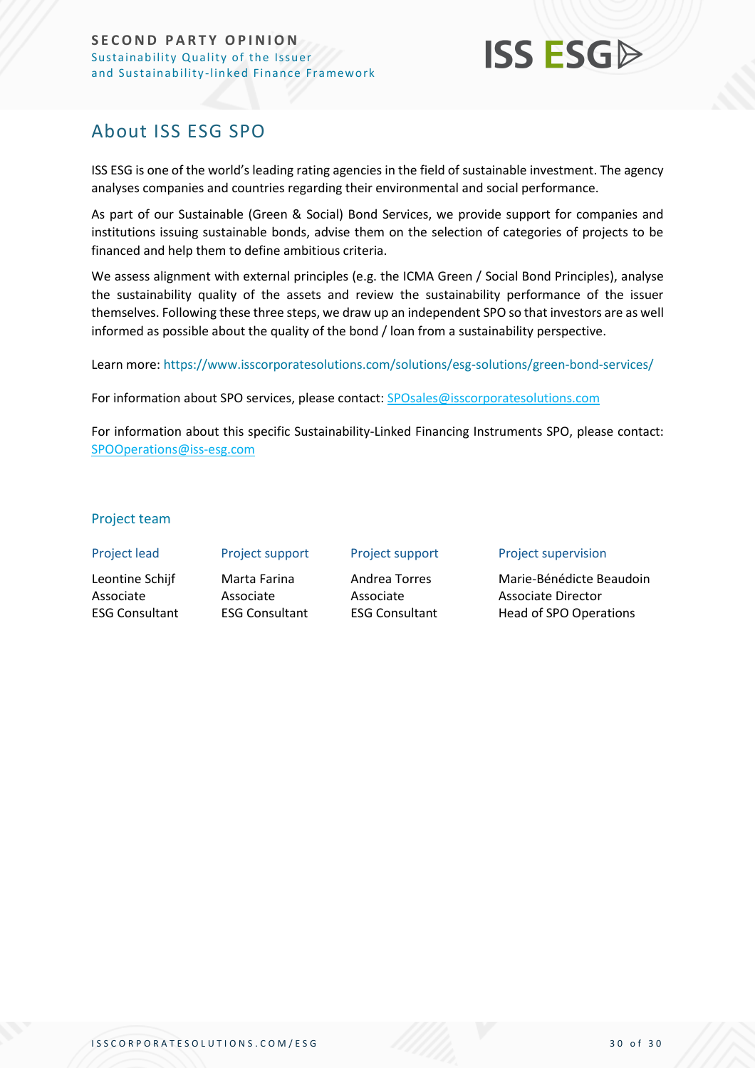## About ISS ESG SPO

ISS ESG is one of the world's leading rating agencies in the field of sustainable investment. The agency analyses companies and countries regarding their environmental and social performance.

As part of our Sustainable (Green & Social) Bond Services, we provide support for companies and institutions issuing sustainable bonds, advise them on the selection of categories of projects to be financed and help them to define ambitious criteria.

We assess alignment with external principles (e.g. the ICMA Green / Social Bond Principles), analyse the sustainability quality of the assets and review the sustainability performance of the issuer themselves. Following these three steps, we draw up an independent SPO so that investors are as well informed as possible about the quality of the bond / loan from a sustainability perspective.

Learn more: https://www.isscorporatesolutions.com/solutions/esg-solutions/green-bond-services/

For information about SPO services, please contact: SPOsales@isscorporatesolutions.com

For information about this specific Sustainability-Linked Financing Instruments SPO, please contact: SPOOperations@iss-esg.com

### Project team

| Project lead | Project support | Project support | Project supervision |
|---|---|---|---|
| Leontine Schijf<br>Associate<br>ESG Consultant | Marta Farina<br>Associate<br>ESG Consultant | Andrea Torres<br>Associate<br>ESG Consultant | Marie-Bénédicte Beaudoin<br>Associate Director<br>Head of SPO Operations |